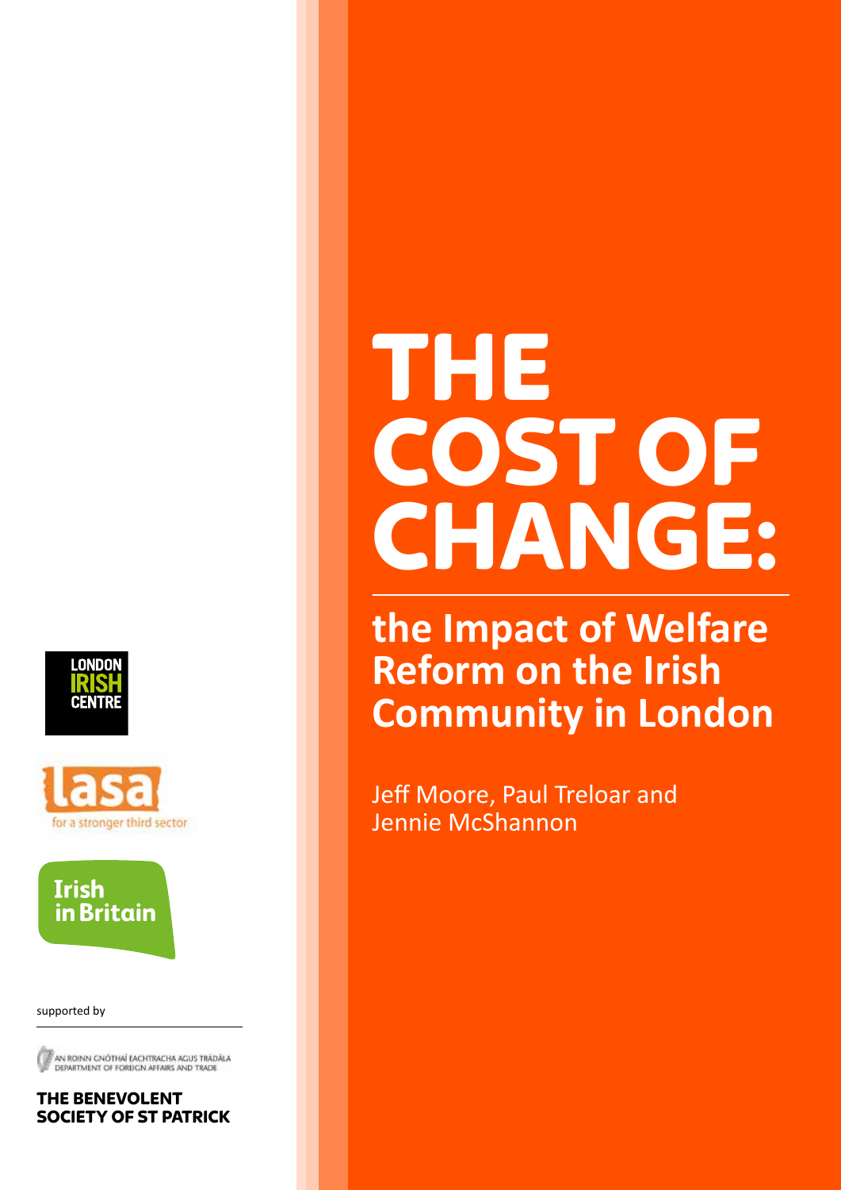# THE COST OF CHANGE:

## the Impact of Welfare Reform on the Irish Community in London

Jeff Moore, Paul Treloar and Jennie McShannon

LONDON IRISH CENTRE

lasa for a stronger third sector

Irish in Britain

supported by

AN ROINN GNÓTHAÍ EACHTRACHA AGUS TRÁDÁLA
DEPARTMENT OF FOREIGN AFFAIRS AND TRADE

THE BENEVOLENT SOCIETY OF ST PATRICK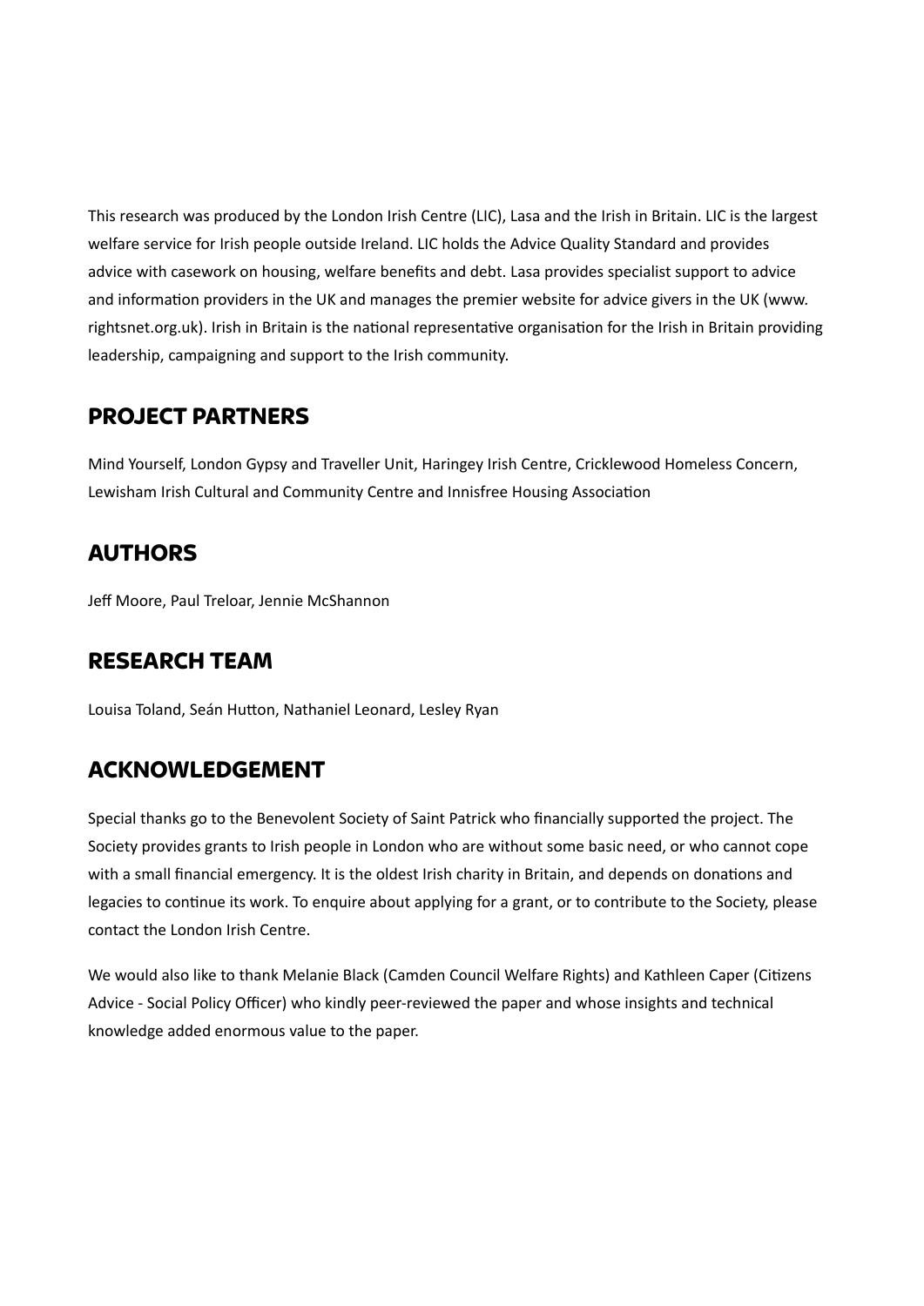This research was produced by the London Irish Centre (LIC), Lasa and the Irish in Britain. LIC is the largest welfare service for Irish people outside Ireland. LIC holds the Advice Quality Standard and provides advice with casework on housing, welfare benefits and debt. Lasa provides specialist support to advice and information providers in the UK and manages the premier website for advice givers in the UK (www.rightsnet.org.uk). Irish in Britain is the national representative organisation for the Irish in Britain providing leadership, campaigning and support to the Irish community.

## PROJECT PARTNERS

Mind Yourself, London Gypsy and Traveller Unit, Haringey Irish Centre, Cricklewood Homeless Concern, Lewisham Irish Cultural and Community Centre and Innisfree Housing Association

## AUTHORS

Jeff Moore, Paul Treloar, Jennie McShannon

## RESEARCH TEAM

Louisa Toland, Seán Hutton, Nathaniel Leonard, Lesley Ryan

## ACKNOWLEDGEMENT

Special thanks go to the Benevolent Society of Saint Patrick who financially supported the project. The Society provides grants to Irish people in London who are without some basic need, or who cannot cope with a small financial emergency. It is the oldest Irish charity in Britain, and depends on donations and legacies to continue its work. To enquire about applying for a grant, or to contribute to the Society, please contact the London Irish Centre.

We would also like to thank Melanie Black (Camden Council Welfare Rights) and Kathleen Caper (Citizens Advice - Social Policy Officer) who kindly peer-reviewed the paper and whose insights and technical knowledge added enormous value to the paper.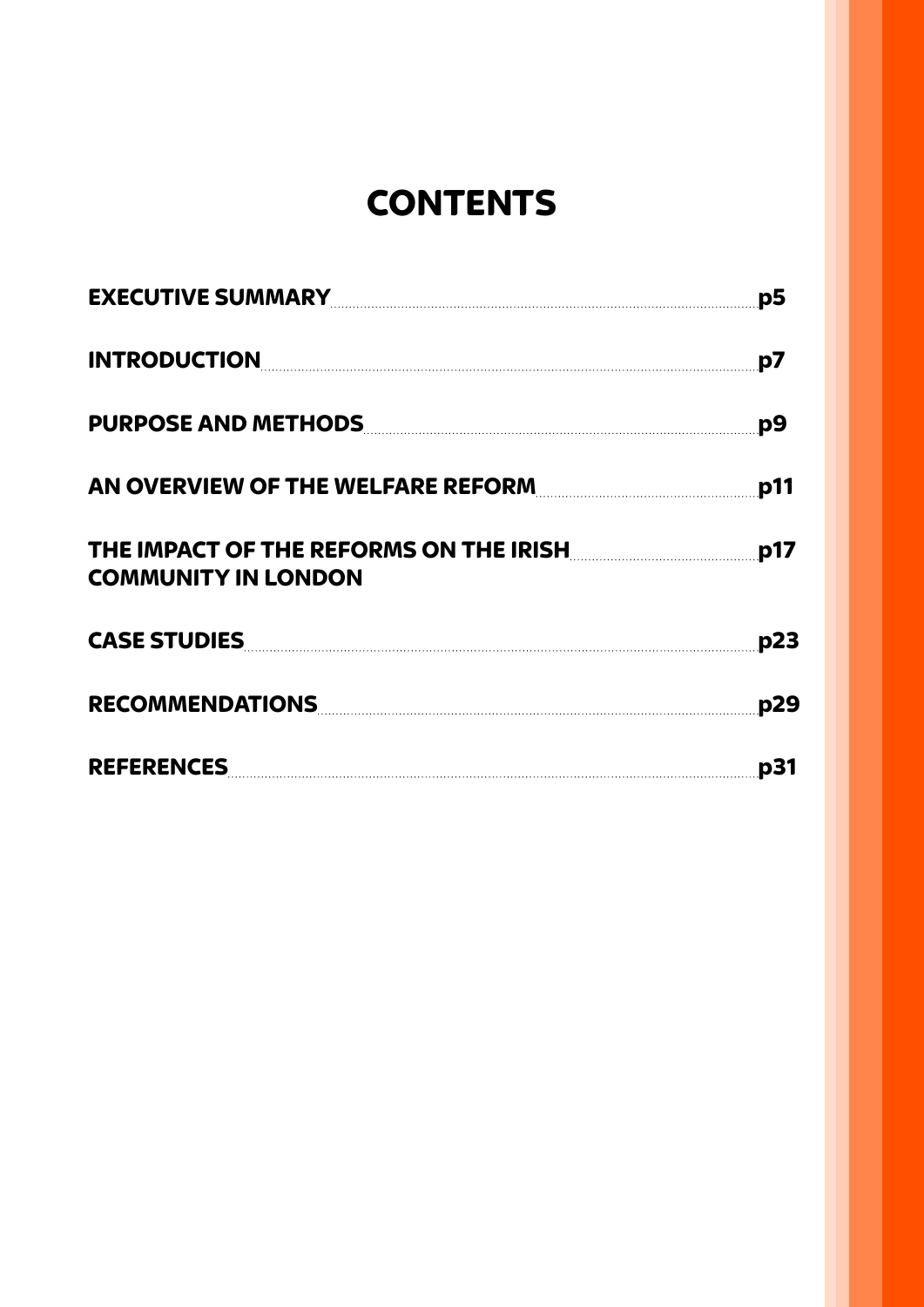# CONTENTS

| | |
|---|---|
| **EXECUTIVE SUMMARY** | **p5** |
| **INTRODUCTION** | **p7** |
| **PURPOSE AND METHODS** | **p9** |
| **AN OVERVIEW OF THE WELFARE REFORM** | **p11** |
| **THE IMPACT OF THE REFORMS ON THE IRISH COMMUNITY IN LONDON** | **p17** |
| **CASE STUDIES** | **p23** |
| **RECOMMENDATIONS** | **p29** |
| **REFERENCES** | **p31** |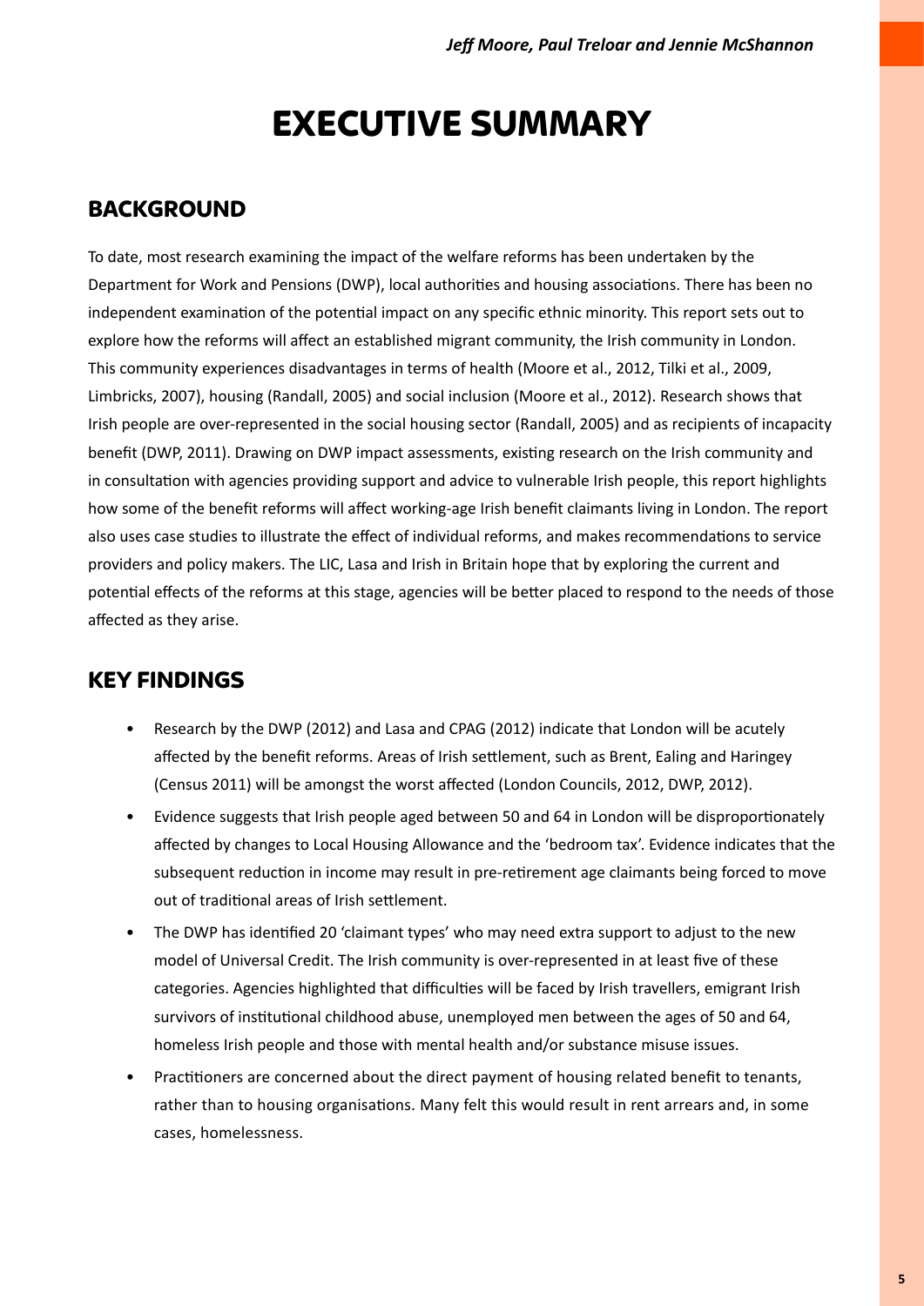# EXECUTIVE SUMMARY

## BACKGROUND

To date, most research examining the impact of the welfare reforms has been undertaken by the Department for Work and Pensions (DWP), local authorities and housing associations. There has been no independent examination of the potential impact on any specific ethnic minority. This report sets out to explore how the reforms will affect an established migrant community, the Irish community in London. This community experiences disadvantages in terms of health (Moore et al., 2012, Tilki et al., 2009, Limbricks, 2007), housing (Randall, 2005) and social inclusion (Moore et al., 2012). Research shows that Irish people are over-represented in the social housing sector (Randall, 2005) and as recipients of incapacity benefit (DWP, 2011). Drawing on DWP impact assessments, existing research on the Irish community and in consultation with agencies providing support and advice to vulnerable Irish people, this report highlights how some of the benefit reforms will affect working-age Irish benefit claimants living in London. The report also uses case studies to illustrate the effect of individual reforms, and makes recommendations to service providers and policy makers. The LIC, Lasa and Irish in Britain hope that by exploring the current and potential effects of the reforms at this stage, agencies will be better placed to respond to the needs of those affected as they arise.

## KEY FINDINGS

- Research by the DWP (2012) and Lasa and CPAG (2012) indicate that London will be acutely affected by the benefit reforms. Areas of Irish settlement, such as Brent, Ealing and Haringey (Census 2011) will be amongst the worst affected (London Councils, 2012, DWP, 2012).
- Evidence suggests that Irish people aged between 50 and 64 in London will be disproportionately affected by changes to Local Housing Allowance and the 'bedroom tax'. Evidence indicates that the subsequent reduction in income may result in pre-retirement age claimants being forced to move out of traditional areas of Irish settlement.
- The DWP has identified 20 'claimant types' who may need extra support to adjust to the new model of Universal Credit. The Irish community is over-represented in at least five of these categories. Agencies highlighted that difficulties will be faced by Irish travellers, emigrant Irish survivors of institutional childhood abuse, unemployed men between the ages of 50 and 64, homeless Irish people and those with mental health and/or substance misuse issues.
- Practitioners are concerned about the direct payment of housing related benefit to tenants, rather than to housing organisations. Many felt this would result in rent arrears and, in some cases, homelessness.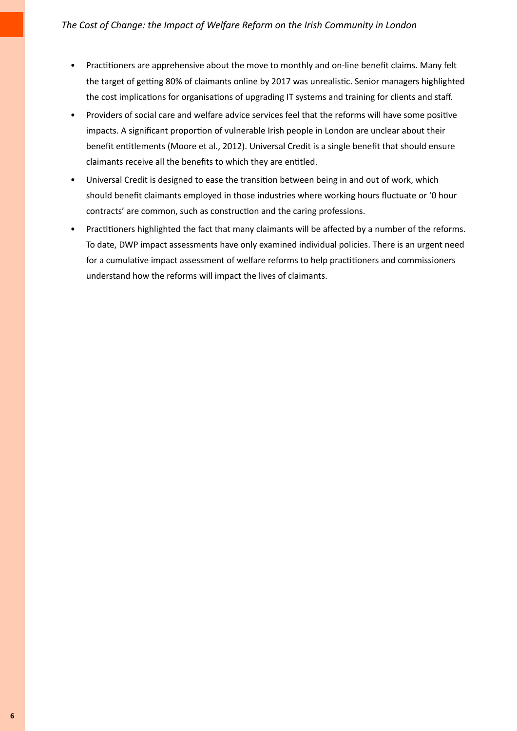- Practitioners are apprehensive about the move to monthly and on-line benefit claims. Many felt the target of getting 80% of claimants online by 2017 was unrealistic. Senior managers highlighted the cost implications for organisations of upgrading IT systems and training for clients and staff.
- Providers of social care and welfare advice services feel that the reforms will have some positive impacts. A significant proportion of vulnerable Irish people in London are unclear about their benefit entitlements (Moore et al., 2012). Universal Credit is a single benefit that should ensure claimants receive all the benefits to which they are entitled.
- Universal Credit is designed to ease the transition between being in and out of work, which should benefit claimants employed in those industries where working hours fluctuate or '0 hour contracts' are common, such as construction and the caring professions.
- Practitioners highlighted the fact that many claimants will be affected by a number of the reforms. To date, DWP impact assessments have only examined individual policies. There is an urgent need for a cumulative impact assessment of welfare reforms to help practitioners and commissioners understand how the reforms will impact the lives of claimants.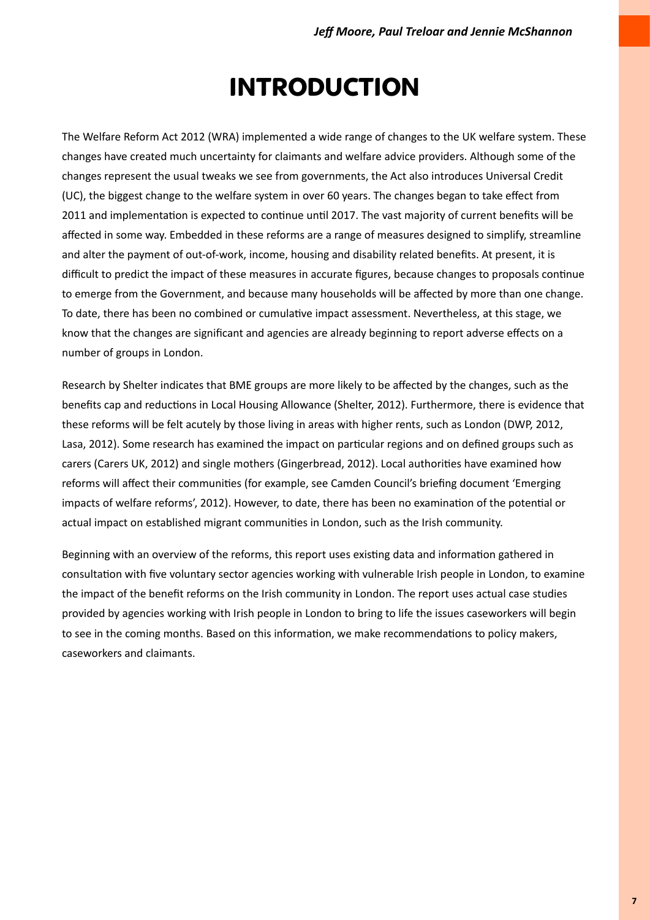# INTRODUCTION

The Welfare Reform Act 2012 (WRA) implemented a wide range of changes to the UK welfare system. These changes have created much uncertainty for claimants and welfare advice providers. Although some of the changes represent the usual tweaks we see from governments, the Act also introduces Universal Credit (UC), the biggest change to the welfare system in over 60 years. The changes began to take effect from 2011 and implementation is expected to continue until 2017. The vast majority of current benefits will be affected in some way. Embedded in these reforms are a range of measures designed to simplify, streamline and alter the payment of out-of-work, income, housing and disability related benefits. At present, it is difficult to predict the impact of these measures in accurate figures, because changes to proposals continue to emerge from the Government, and because many households will be affected by more than one change. To date, there has been no combined or cumulative impact assessment. Nevertheless, at this stage, we know that the changes are significant and agencies are already beginning to report adverse effects on a number of groups in London.

Research by Shelter indicates that BME groups are more likely to be affected by the changes, such as the benefits cap and reductions in Local Housing Allowance (Shelter, 2012). Furthermore, there is evidence that these reforms will be felt acutely by those living in areas with higher rents, such as London (DWP, 2012, Lasa, 2012). Some research has examined the impact on particular regions and on defined groups such as carers (Carers UK, 2012) and single mothers (Gingerbread, 2012). Local authorities have examined how reforms will affect their communities (for example, see Camden Council's briefing document 'Emerging impacts of welfare reforms', 2012). However, to date, there has been no examination of the potential or actual impact on established migrant communities in London, such as the Irish community.

Beginning with an overview of the reforms, this report uses existing data and information gathered in consultation with five voluntary sector agencies working with vulnerable Irish people in London, to examine the impact of the benefit reforms on the Irish community in London. The report uses actual case studies provided by agencies working with Irish people in London to bring to life the issues caseworkers will begin to see in the coming months. Based on this information, we make recommendations to policy makers, caseworkers and claimants.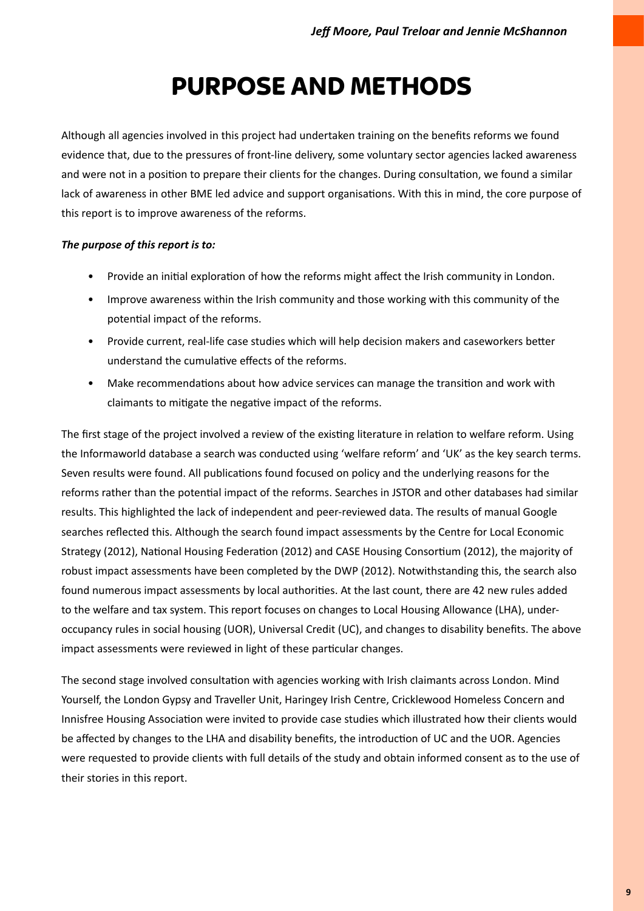# PURPOSE AND METHODS

Although all agencies involved in this project had undertaken training on the benefits reforms we found evidence that, due to the pressures of front-line delivery, some voluntary sector agencies lacked awareness and were not in a position to prepare their clients for the changes. During consultation, we found a similar lack of awareness in other BME led advice and support organisations. With this in mind, the core purpose of this report is to improve awareness of the reforms.

***The purpose of this report is to:***

- Provide an initial exploration of how the reforms might affect the Irish community in London.
- Improve awareness within the Irish community and those working with this community of the potential impact of the reforms.
- Provide current, real-life case studies which will help decision makers and caseworkers better understand the cumulative effects of the reforms.
- Make recommendations about how advice services can manage the transition and work with claimants to mitigate the negative impact of the reforms.

The first stage of the project involved a review of the existing literature in relation to welfare reform. Using the Informaworld database a search was conducted using 'welfare reform' and 'UK' as the key search terms. Seven results were found. All publications found focused on policy and the underlying reasons for the reforms rather than the potential impact of the reforms. Searches in JSTOR and other databases had similar results. This highlighted the lack of independent and peer-reviewed data. The results of manual Google searches reflected this. Although the search found impact assessments by the Centre for Local Economic Strategy (2012), National Housing Federation (2012) and CASE Housing Consortium (2012), the majority of robust impact assessments have been completed by the DWP (2012). Notwithstanding this, the search also found numerous impact assessments by local authorities. At the last count, there are 42 new rules added to the welfare and tax system. This report focuses on changes to Local Housing Allowance (LHA), under-occupancy rules in social housing (UOR), Universal Credit (UC), and changes to disability benefits. The above impact assessments were reviewed in light of these particular changes.

The second stage involved consultation with agencies working with Irish claimants across London. Mind Yourself, the London Gypsy and Traveller Unit, Haringey Irish Centre, Cricklewood Homeless Concern and Innisfree Housing Association were invited to provide case studies which illustrated how their clients would be affected by changes to the LHA and disability benefits, the introduction of UC and the UOR. Agencies were requested to provide clients with full details of the study and obtain informed consent as to the use of their stories in this report.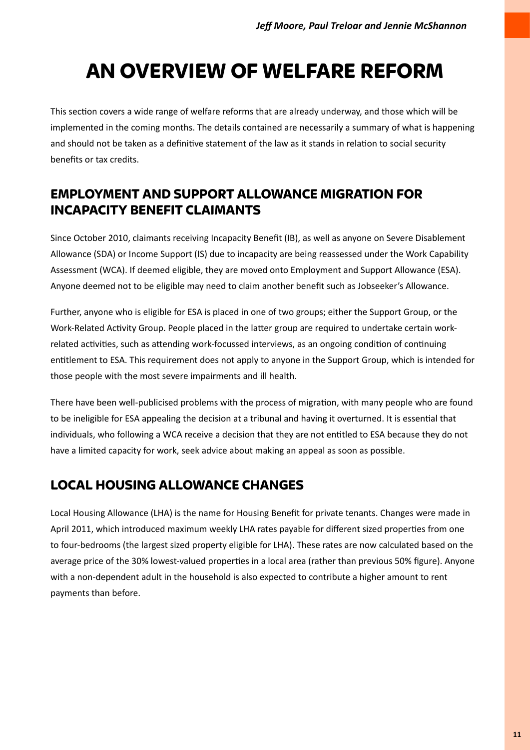*Jeff Moore, Paul Treloar and Jennie McShannon*

# AN OVERVIEW OF WELFARE REFORM

This section covers a wide range of welfare reforms that are already underway, and those which will be implemented in the coming months. The details contained are necessarily a summary of what is happening and should not be taken as a definitive statement of the law as it stands in relation to social security benefits or tax credits.

## EMPLOYMENT AND SUPPORT ALLOWANCE MIGRATION FOR INCAPACITY BENEFIT CLAIMANTS

Since October 2010, claimants receiving Incapacity Benefit (IB), as well as anyone on Severe Disablement Allowance (SDA) or Income Support (IS) due to incapacity are being reassessed under the Work Capability Assessment (WCA). If deemed eligible, they are moved onto Employment and Support Allowance (ESA). Anyone deemed not to be eligible may need to claim another benefit such as Jobseeker's Allowance.

Further, anyone who is eligible for ESA is placed in one of two groups; either the Support Group, or the Work-Related Activity Group. People placed in the latter group are required to undertake certain work-related activities, such as attending work-focussed interviews, as an ongoing condition of continuing entitlement to ESA. This requirement does not apply to anyone in the Support Group, which is intended for those people with the most severe impairments and ill health.

There have been well-publicised problems with the process of migration, with many people who are found to be ineligible for ESA appealing the decision at a tribunal and having it overturned. It is essential that individuals, who following a WCA receive a decision that they are not entitled to ESA because they do not have a limited capacity for work, seek advice about making an appeal as soon as possible.

## LOCAL HOUSING ALLOWANCE CHANGES

Local Housing Allowance (LHA) is the name for Housing Benefit for private tenants. Changes were made in April 2011, which introduced maximum weekly LHA rates payable for different sized properties from one to four-bedrooms (the largest sized property eligible for LHA). These rates are now calculated based on the average price of the 30% lowest-valued properties in a local area (rather than previous 50% figure). Anyone with a non-dependent adult in the household is also expected to contribute a higher amount to rent payments than before.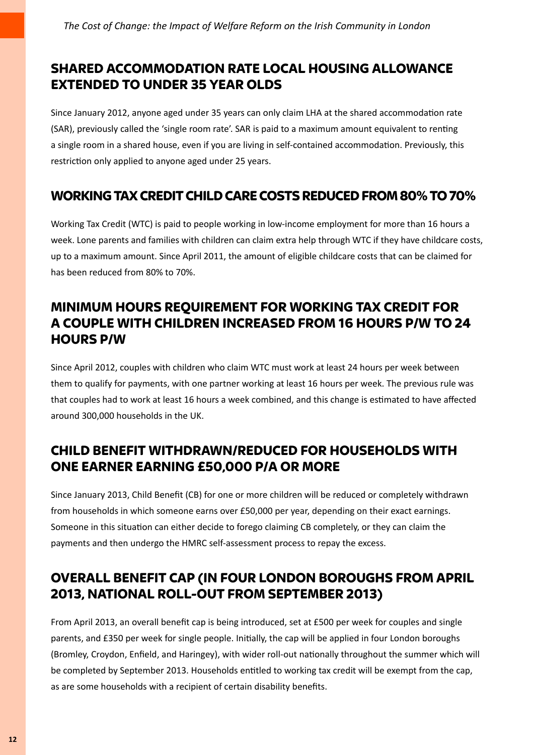## SHARED ACCOMMODATION RATE LOCAL HOUSING ALLOWANCE EXTENDED TO UNDER 35 YEAR OLDS

Since January 2012, anyone aged under 35 years can only claim LHA at the shared accommodation rate (SAR), previously called the 'single room rate'. SAR is paid to a maximum amount equivalent to renting a single room in a shared house, even if you are living in self-contained accommodation. Previously, this restriction only applied to anyone aged under 25 years.

## WORKING TAX CREDIT CHILD CARE COSTS REDUCED FROM 80% TO 70%

Working Tax Credit (WTC) is paid to people working in low-income employment for more than 16 hours a week. Lone parents and families with children can claim extra help through WTC if they have childcare costs, up to a maximum amount. Since April 2011, the amount of eligible childcare costs that can be claimed for has been reduced from 80% to 70%.

## MINIMUM HOURS REQUIREMENT FOR WORKING TAX CREDIT FOR A COUPLE WITH CHILDREN INCREASED FROM 16 HOURS P/W TO 24 HOURS P/W

Since April 2012, couples with children who claim WTC must work at least 24 hours per week between them to qualify for payments, with one partner working at least 16 hours per week. The previous rule was that couples had to work at least 16 hours a week combined, and this change is estimated to have affected around 300,000 households in the UK.

## CHILD BENEFIT WITHDRAWN/REDUCED FOR HOUSEHOLDS WITH ONE EARNER EARNING £50,000 P/A OR MORE

Since January 2013, Child Benefit (CB) for one or more children will be reduced or completely withdrawn from households in which someone earns over £50,000 per year, depending on their exact earnings. Someone in this situation can either decide to forego claiming CB completely, or they can claim the payments and then undergo the HMRC self-assessment process to repay the excess.

## OVERALL BENEFIT CAP (IN FOUR LONDON BOROUGHS FROM APRIL 2013, NATIONAL ROLL-OUT FROM SEPTEMBER 2013)

From April 2013, an overall benefit cap is being introduced, set at £500 per week for couples and single parents, and £350 per week for single people. Initially, the cap will be applied in four London boroughs (Bromley, Croydon, Enfield, and Haringey), with wider roll-out nationally throughout the summer which will be completed by September 2013. Households entitled to working tax credit will be exempt from the cap, as are some households with a recipient of certain disability benefits.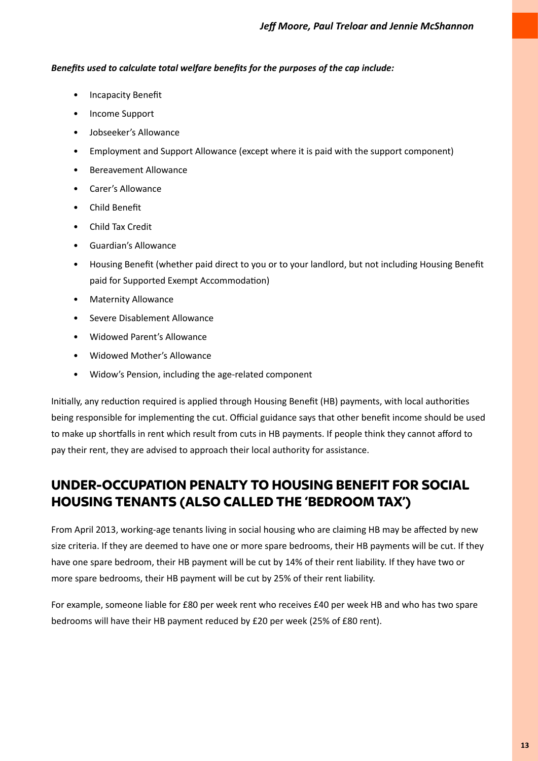***Benefits used to calculate total welfare benefits for the purposes of the cap include:***

- Incapacity Benefit
- Income Support
- Jobseeker's Allowance
- Employment and Support Allowance (except where it is paid with the support component)
- Bereavement Allowance
- Carer's Allowance
- Child Benefit
- Child Tax Credit
- Guardian's Allowance
- Housing Benefit (whether paid direct to you or to your landlord, but not including Housing Benefit paid for Supported Exempt Accommodation)
- Maternity Allowance
- Severe Disablement Allowance
- Widowed Parent's Allowance
- Widowed Mother's Allowance
- Widow's Pension, including the age-related component

Initially, any reduction required is applied through Housing Benefit (HB) payments, with local authorities being responsible for implementing the cut. Official guidance says that other benefit income should be used to make up shortfalls in rent which result from cuts in HB payments. If people think they cannot afford to pay their rent, they are advised to approach their local authority for assistance.

## UNDER-OCCUPATION PENALTY TO HOUSING BENEFIT FOR SOCIAL HOUSING TENANTS (ALSO CALLED THE 'BEDROOM TAX')

From April 2013, working-age tenants living in social housing who are claiming HB may be affected by new size criteria. If they are deemed to have one or more spare bedrooms, their HB payments will be cut. If they have one spare bedroom, their HB payment will be cut by 14% of their rent liability. If they have two or more spare bedrooms, their HB payment will be cut by 25% of their rent liability.

For example, someone liable for £80 per week rent who receives £40 per week HB and who has two spare bedrooms will have their HB payment reduced by £20 per week (25% of £80 rent).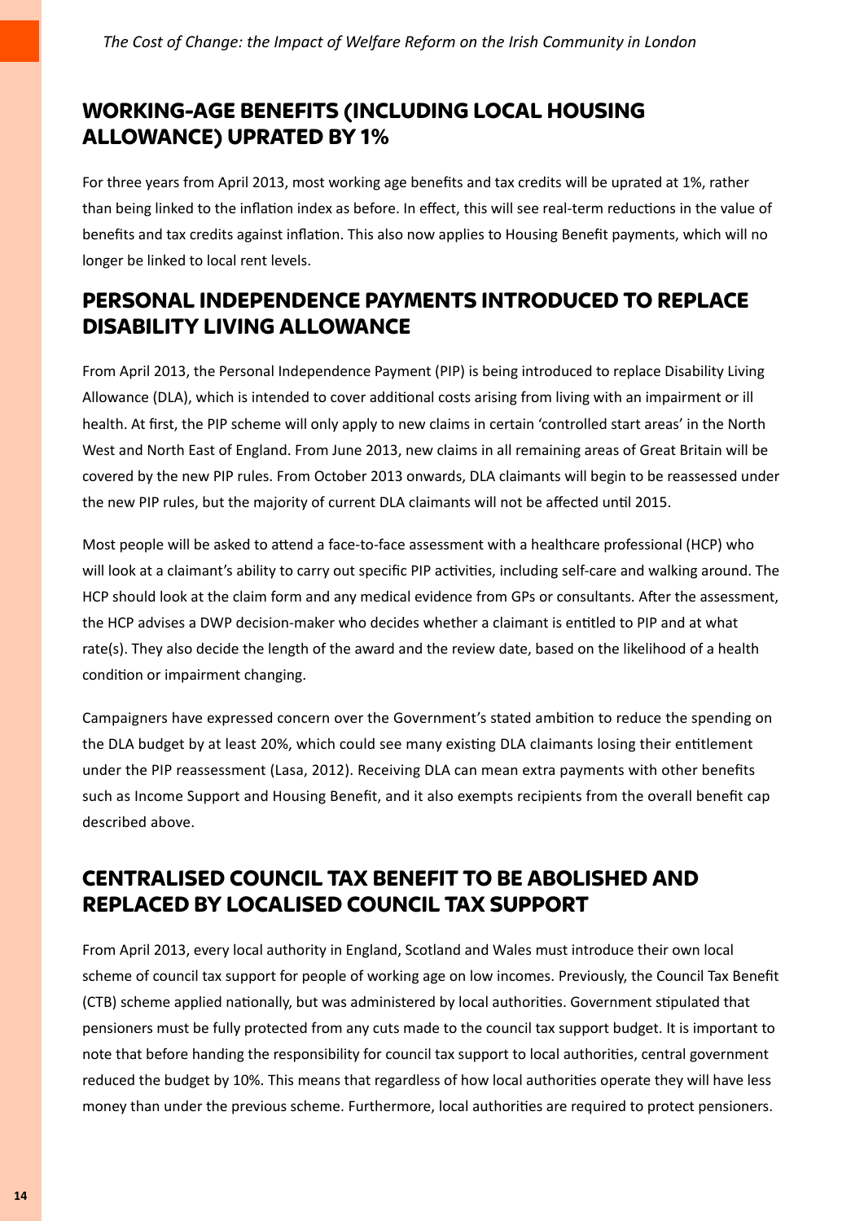## WORKING-AGE BENEFITS (INCLUDING LOCAL HOUSING ALLOWANCE) UPRATED BY 1%

For three years from April 2013, most working age benefits and tax credits will be uprated at 1%, rather than being linked to the inflation index as before. In effect, this will see real-term reductions in the value of benefits and tax credits against inflation. This also now applies to Housing Benefit payments, which will no longer be linked to local rent levels.

## PERSONAL INDEPENDENCE PAYMENTS INTRODUCED TO REPLACE DISABILITY LIVING ALLOWANCE

From April 2013, the Personal Independence Payment (PIP) is being introduced to replace Disability Living Allowance (DLA), which is intended to cover additional costs arising from living with an impairment or ill health. At first, the PIP scheme will only apply to new claims in certain 'controlled start areas' in the North West and North East of England. From June 2013, new claims in all remaining areas of Great Britain will be covered by the new PIP rules. From October 2013 onwards, DLA claimants will begin to be reassessed under the new PIP rules, but the majority of current DLA claimants will not be affected until 2015.

Most people will be asked to attend a face-to-face assessment with a healthcare professional (HCP) who will look at a claimant's ability to carry out specific PIP activities, including self-care and walking around. The HCP should look at the claim form and any medical evidence from GPs or consultants. After the assessment, the HCP advises a DWP decision-maker who decides whether a claimant is entitled to PIP and at what rate(s). They also decide the length of the award and the review date, based on the likelihood of a health condition or impairment changing.

Campaigners have expressed concern over the Government's stated ambition to reduce the spending on the DLA budget by at least 20%, which could see many existing DLA claimants losing their entitlement under the PIP reassessment (Lasa, 2012). Receiving DLA can mean extra payments with other benefits such as Income Support and Housing Benefit, and it also exempts recipients from the overall benefit cap described above.

## CENTRALISED COUNCIL TAX BENEFIT TO BE ABOLISHED AND REPLACED BY LOCALISED COUNCIL TAX SUPPORT

From April 2013, every local authority in England, Scotland and Wales must introduce their own local scheme of council tax support for people of working age on low incomes. Previously, the Council Tax Benefit (CTB) scheme applied nationally, but was administered by local authorities. Government stipulated that pensioners must be fully protected from any cuts made to the council tax support budget. It is important to note that before handing the responsibility for council tax support to local authorities, central government reduced the budget by 10%. This means that regardless of how local authorities operate they will have less money than under the previous scheme. Furthermore, local authorities are required to protect pensioners.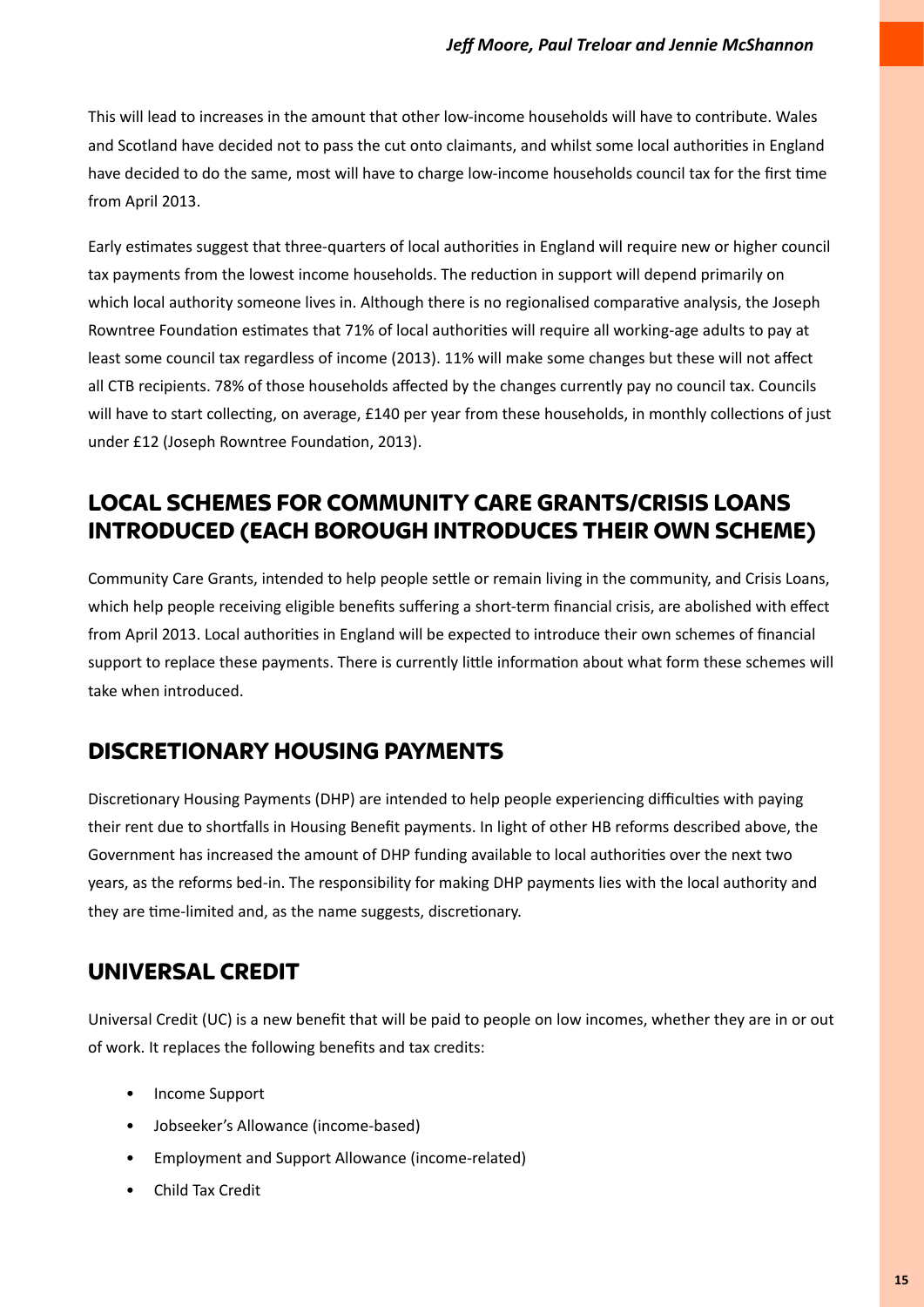This will lead to increases in the amount that other low-income households will have to contribute. Wales and Scotland have decided not to pass the cut onto claimants, and whilst some local authorities in England have decided to do the same, most will have to charge low-income households council tax for the first time from April 2013.

Early estimates suggest that three-quarters of local authorities in England will require new or higher council tax payments from the lowest income households. The reduction in support will depend primarily on which local authority someone lives in. Although there is no regionalised comparative analysis, the Joseph Rowntree Foundation estimates that 71% of local authorities will require all working-age adults to pay at least some council tax regardless of income (2013). 11% will make some changes but these will not affect all CTB recipients. 78% of those households affected by the changes currently pay no council tax. Councils will have to start collecting, on average, £140 per year from these households, in monthly collections of just under £12 (Joseph Rowntree Foundation, 2013).

## LOCAL SCHEMES FOR COMMUNITY CARE GRANTS/CRISIS LOANS INTRODUCED (EACH BOROUGH INTRODUCES THEIR OWN SCHEME)

Community Care Grants, intended to help people settle or remain living in the community, and Crisis Loans, which help people receiving eligible benefits suffering a short-term financial crisis, are abolished with effect from April 2013. Local authorities in England will be expected to introduce their own schemes of financial support to replace these payments. There is currently little information about what form these schemes will take when introduced.

## DISCRETIONARY HOUSING PAYMENTS

Discretionary Housing Payments (DHP) are intended to help people experiencing difficulties with paying their rent due to shortfalls in Housing Benefit payments. In light of other HB reforms described above, the Government has increased the amount of DHP funding available to local authorities over the next two years, as the reforms bed-in. The responsibility for making DHP payments lies with the local authority and they are time-limited and, as the name suggests, discretionary.

## UNIVERSAL CREDIT

Universal Credit (UC) is a new benefit that will be paid to people on low incomes, whether they are in or out of work. It replaces the following benefits and tax credits:

- Income Support
- Jobseeker's Allowance (income-based)
- Employment and Support Allowance (income-related)
- Child Tax Credit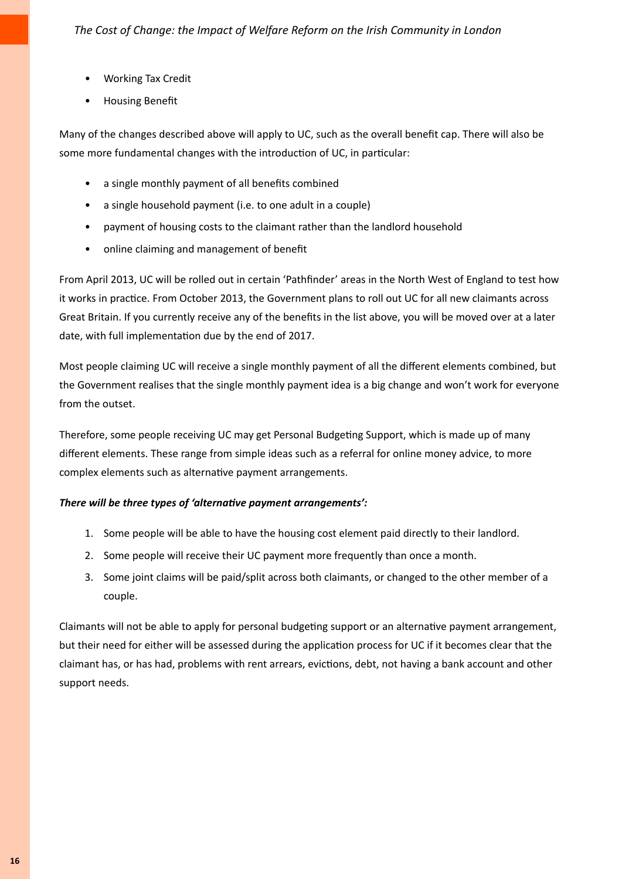- Working Tax Credit
- Housing Benefit

Many of the changes described above will apply to UC, such as the overall benefit cap. There will also be some more fundamental changes with the introduction of UC, in particular:

- a single monthly payment of all benefits combined
- a single household payment (i.e. to one adult in a couple)
- payment of housing costs to the claimant rather than the landlord household
- online claiming and management of benefit

From April 2013, UC will be rolled out in certain 'Pathfinder' areas in the North West of England to test how it works in practice. From October 2013, the Government plans to roll out UC for all new claimants across Great Britain. If you currently receive any of the benefits in the list above, you will be moved over at a later date, with full implementation due by the end of 2017.

Most people claiming UC will receive a single monthly payment of all the different elements combined, but the Government realises that the single monthly payment idea is a big change and won't work for everyone from the outset.

Therefore, some people receiving UC may get Personal Budgeting Support, which is made up of many different elements. These range from simple ideas such as a referral for online money advice, to more complex elements such as alternative payment arrangements.

***There will be three types of 'alternative payment arrangements':***

1. Some people will be able to have the housing cost element paid directly to their landlord.
2. Some people will receive their UC payment more frequently than once a month.
3. Some joint claims will be paid/split across both claimants, or changed to the other member of a couple.

Claimants will not be able to apply for personal budgeting support or an alternative payment arrangement, but their need for either will be assessed during the application process for UC if it becomes clear that the claimant has, or has had, problems with rent arrears, evictions, debt, not having a bank account and other support needs.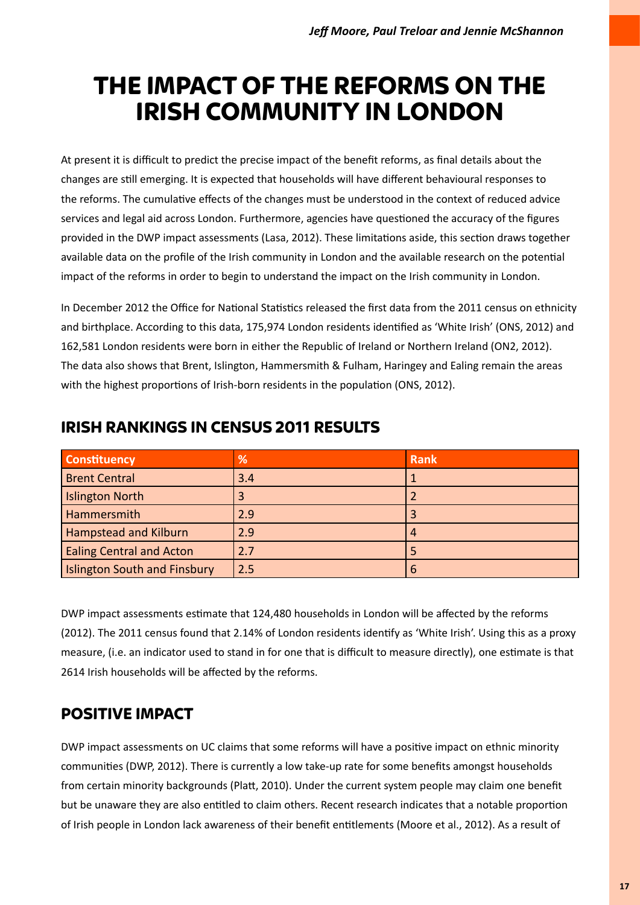# THE IMPACT OF THE REFORMS ON THE IRISH COMMUNITY IN LONDON

At present it is difficult to predict the precise impact of the benefit reforms, as final details about the changes are still emerging. It is expected that households will have different behavioural responses to the reforms. The cumulative effects of the changes must be understood in the context of reduced advice services and legal aid across London. Furthermore, agencies have questioned the accuracy of the figures provided in the DWP impact assessments (Lasa, 2012). These limitations aside, this section draws together available data on the profile of the Irish community in London and the available research on the potential impact of the reforms in order to begin to understand the impact on the Irish community in London.

In December 2012 the Office for National Statistics released the first data from the 2011 census on ethnicity and birthplace. According to this data, 175,974 London residents identified as 'White Irish' (ONS, 2012) and 162,581 London residents were born in either the Republic of Ireland or Northern Ireland (ON2, 2012). The data also shows that Brent, Islington, Hammersmith & Fulham, Haringey and Ealing remain the areas with the highest proportions of Irish-born residents in the population (ONS, 2012).

## IRISH RANKINGS IN CENSUS 2011 RESULTS

| Constituency | % | Rank |
|---|---|---|
| Brent Central | 3.4 | 1 |
| Islington North | 3 | 2 |
| Hammersmith | 2.9 | 3 |
| Hampstead and Kilburn | 2.9 | 4 |
| Ealing Central and Acton | 2.7 | 5 |
| Islington South and Finsbury | 2.5 | 6 |

DWP impact assessments estimate that 124,480 households in London will be affected by the reforms (2012). The 2011 census found that 2.14% of London residents identify as 'White Irish'. Using this as a proxy measure, (i.e. an indicator used to stand in for one that is difficult to measure directly), one estimate is that 2614 Irish households will be affected by the reforms.

## POSITIVE IMPACT

DWP impact assessments on UC claims that some reforms will have a positive impact on ethnic minority communities (DWP, 2012). There is currently a low take-up rate for some benefits amongst households from certain minority backgrounds (Platt, 2010). Under the current system people may claim one benefit but be unaware they are also entitled to claim others. Recent research indicates that a notable proportion of Irish people in London lack awareness of their benefit entitlements (Moore et al., 2012). As a result of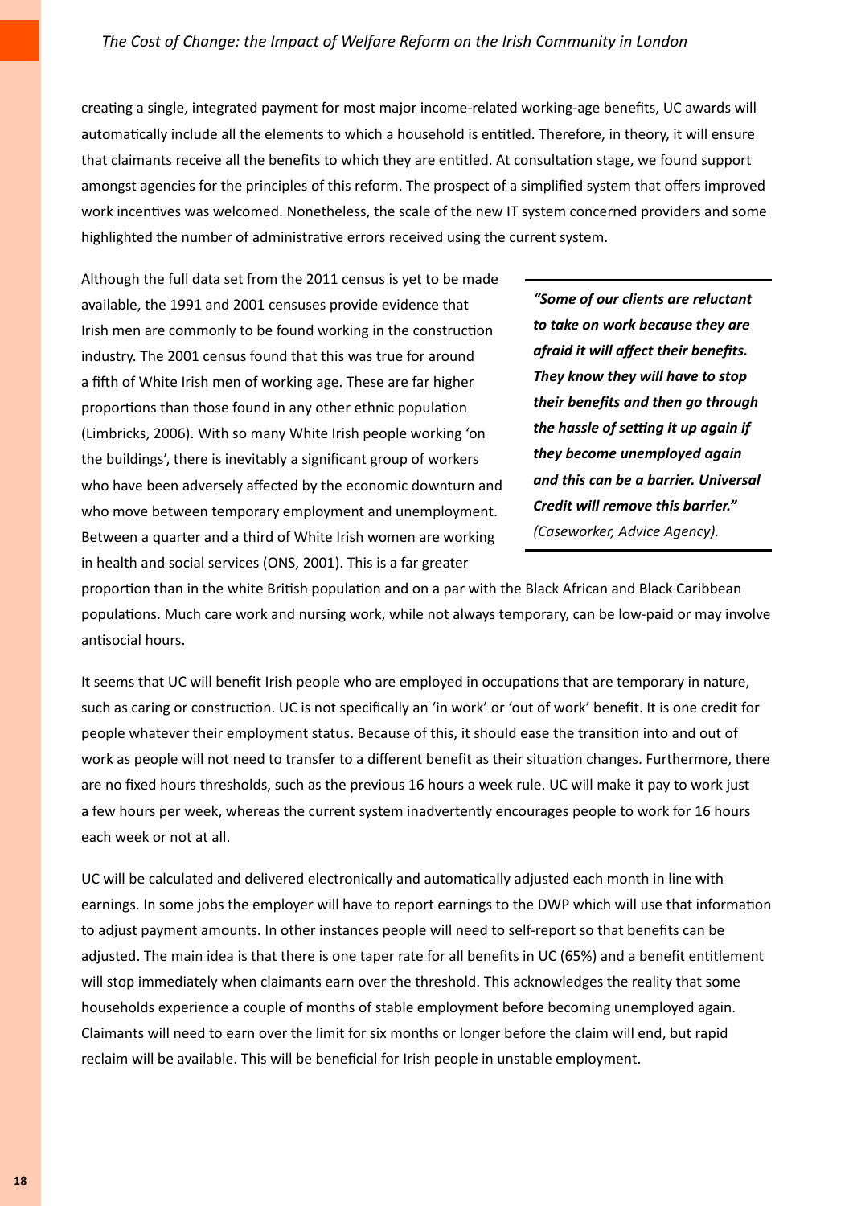creating a single, integrated payment for most major income-related working-age benefits, UC awards will automatically include all the elements to which a household is entitled. Therefore, in theory, it will ensure that claimants receive all the benefits to which they are entitled. At consultation stage, we found support amongst agencies for the principles of this reform. The prospect of a simplified system that offers improved work incentives was welcomed. Nonetheless, the scale of the new IT system concerned providers and some highlighted the number of administrative errors received using the current system.

Although the full data set from the 2011 census is yet to be made available, the 1991 and 2001 censuses provide evidence that Irish men are commonly to be found working in the construction industry. The 2001 census found that this was true for around a fifth of White Irish men of working age. These are far higher proportions than those found in any other ethnic population (Limbricks, 2006). With so many White Irish people working 'on the buildings', there is inevitably a significant group of workers who have been adversely affected by the economic downturn and who move between temporary employment and unemployment. Between a quarter and a third of White Irish women are working in health and social services (ONS, 2001). This is a far greater proportion than in the white British population and on a par with the Black African and Black Caribbean populations. Much care work and nursing work, while not always temporary, can be low-paid or may involve antisocial hours.

> ***"Some of our clients are reluctant to take on work because they are afraid it will affect their benefits. They know they will have to stop their benefits and then go through the hassle of setting it up again if they become unemployed again and this can be a barrier. Universal Credit will remove this barrier."*** *(Caseworker, Advice Agency).*

It seems that UC will benefit Irish people who are employed in occupations that are temporary in nature, such as caring or construction. UC is not specifically an 'in work' or 'out of work' benefit. It is one credit for people whatever their employment status. Because of this, it should ease the transition into and out of work as people will not need to transfer to a different benefit as their situation changes. Furthermore, there are no fixed hours thresholds, such as the previous 16 hours a week rule. UC will make it pay to work just a few hours per week, whereas the current system inadvertently encourages people to work for 16 hours each week or not at all.

UC will be calculated and delivered electronically and automatically adjusted each month in line with earnings. In some jobs the employer will have to report earnings to the DWP which will use that information to adjust payment amounts. In other instances people will need to self-report so that benefits can be adjusted. The main idea is that there is one taper rate for all benefits in UC (65%) and a benefit entitlement will stop immediately when claimants earn over the threshold. This acknowledges the reality that some households experience a couple of months of stable employment before becoming unemployed again. Claimants will need to earn over the limit for six months or longer before the claim will end, but rapid reclaim will be available. This will be beneficial for Irish people in unstable employment.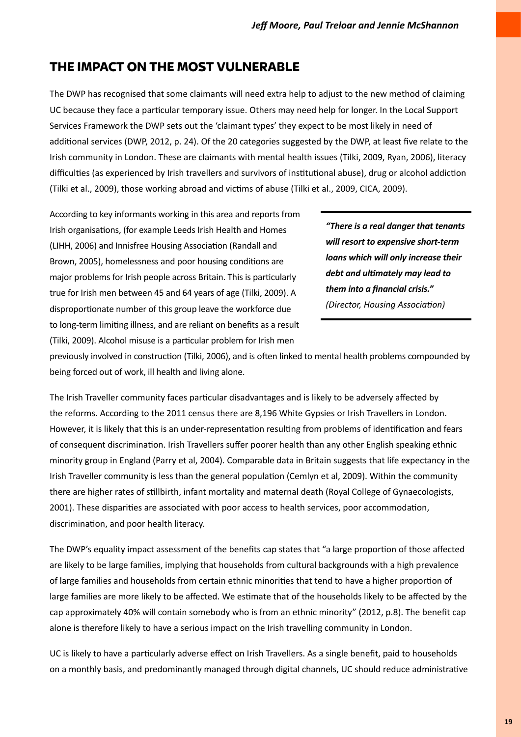## THE IMPACT ON THE MOST VULNERABLE

The DWP has recognised that some claimants will need extra help to adjust to the new method of claiming UC because they face a particular temporary issue. Others may need help for longer. In the Local Support Services Framework the DWP sets out the 'claimant types' they expect to be most likely in need of additional services (DWP, 2012, p. 24). Of the 20 categories suggested by the DWP, at least five relate to the Irish community in London. These are claimants with mental health issues (Tilki, 2009, Ryan, 2006), literacy difficulties (as experienced by Irish travellers and survivors of institutional abuse), drug or alcohol addiction (Tilki et al., 2009), those working abroad and victims of abuse (Tilki et al., 2009, CICA, 2009).

According to key informants working in this area and reports from Irish organisations, (for example Leeds Irish Health and Homes (LIHH, 2006) and Innisfree Housing Association (Randall and Brown, 2005), homelessness and poor housing conditions are major problems for Irish people across Britain. This is particularly true for Irish men between 45 and 64 years of age (Tilki, 2009). A disproportionate number of this group leave the workforce due to long-term limiting illness, and are reliant on benefits as a result (Tilki, 2009). Alcohol misuse is a particular problem for Irish men previously involved in construction (Tilki, 2006), and is often linked to mental health problems compounded by being forced out of work, ill health and living alone.

> ***"There is a real danger that tenants will resort to expensive short-term loans which will only increase their debt and ultimately may lead to them into a financial crisis."***
> *(Director, Housing Association)*

The Irish Traveller community faces particular disadvantages and is likely to be adversely affected by the reforms. According to the 2011 census there are 8,196 White Gypsies or Irish Travellers in London. However, it is likely that this is an under-representation resulting from problems of identification and fears of consequent discrimination. Irish Travellers suffer poorer health than any other English speaking ethnic minority group in England (Parry et al, 2004). Comparable data in Britain suggests that life expectancy in the Irish Traveller community is less than the general population (Cemlyn et al, 2009). Within the community there are higher rates of stillbirth, infant mortality and maternal death (Royal College of Gynaecologists, 2001). These disparities are associated with poor access to health services, poor accommodation, discrimination, and poor health literacy.

The DWP's equality impact assessment of the benefits cap states that "a large proportion of those affected are likely to be large families, implying that households from cultural backgrounds with a high prevalence of large families and households from certain ethnic minorities that tend to have a higher proportion of large families are more likely to be affected. We estimate that of the households likely to be affected by the cap approximately 40% will contain somebody who is from an ethnic minority" (2012, p.8). The benefit cap alone is therefore likely to have a serious impact on the Irish travelling community in London.

UC is likely to have a particularly adverse effect on Irish Travellers. As a single benefit, paid to households on a monthly basis, and predominantly managed through digital channels, UC should reduce administrative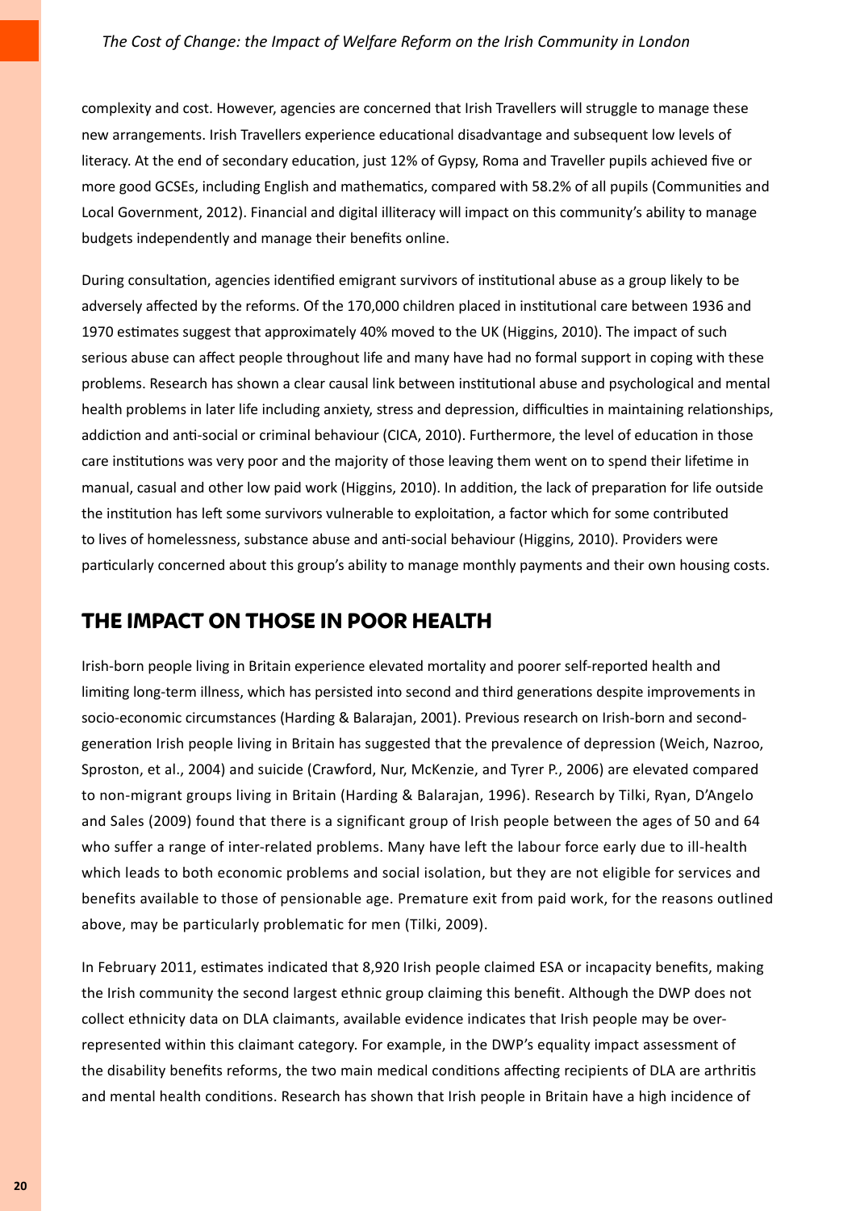complexity and cost. However, agencies are concerned that Irish Travellers will struggle to manage these new arrangements. Irish Travellers experience educational disadvantage and subsequent low levels of literacy. At the end of secondary education, just 12% of Gypsy, Roma and Traveller pupils achieved five or more good GCSEs, including English and mathematics, compared with 58.2% of all pupils (Communities and Local Government, 2012). Financial and digital illiteracy will impact on this community's ability to manage budgets independently and manage their benefits online.

During consultation, agencies identified emigrant survivors of institutional abuse as a group likely to be adversely affected by the reforms. Of the 170,000 children placed in institutional care between 1936 and 1970 estimates suggest that approximately 40% moved to the UK (Higgins, 2010). The impact of such serious abuse can affect people throughout life and many have had no formal support in coping with these problems. Research has shown a clear causal link between institutional abuse and psychological and mental health problems in later life including anxiety, stress and depression, difficulties in maintaining relationships, addiction and anti-social or criminal behaviour (CICA, 2010). Furthermore, the level of education in those care institutions was very poor and the majority of those leaving them went on to spend their lifetime in manual, casual and other low paid work (Higgins, 2010). In addition, the lack of preparation for life outside the institution has left some survivors vulnerable to exploitation, a factor which for some contributed to lives of homelessness, substance abuse and anti-social behaviour (Higgins, 2010). Providers were particularly concerned about this group's ability to manage monthly payments and their own housing costs.

## THE IMPACT ON THOSE IN POOR HEALTH

Irish-born people living in Britain experience elevated mortality and poorer self-reported health and limiting long-term illness, which has persisted into second and third generations despite improvements in socio-economic circumstances (Harding & Balarajan, 2001). Previous research on Irish-born and second-generation Irish people living in Britain has suggested that the prevalence of depression (Weich, Nazroo, Sproston, et al., 2004) and suicide (Crawford, Nur, McKenzie, and Tyrer P., 2006) are elevated compared to non-migrant groups living in Britain (Harding & Balarajan, 1996). Research by Tilki, Ryan, D'Angelo and Sales (2009) found that there is a significant group of Irish people between the ages of 50 and 64 who suffer a range of inter-related problems. Many have left the labour force early due to ill-health which leads to both economic problems and social isolation, but they are not eligible for services and benefits available to those of pensionable age. Premature exit from paid work, for the reasons outlined above, may be particularly problematic for men (Tilki, 2009).

In February 2011, estimates indicated that 8,920 Irish people claimed ESA or incapacity benefits, making the Irish community the second largest ethnic group claiming this benefit. Although the DWP does not collect ethnicity data on DLA claimants, available evidence indicates that Irish people may be over-represented within this claimant category. For example, in the DWP's equality impact assessment of the disability benefits reforms, the two main medical conditions affecting recipients of DLA are arthritis and mental health conditions. Research has shown that Irish people in Britain have a high incidence of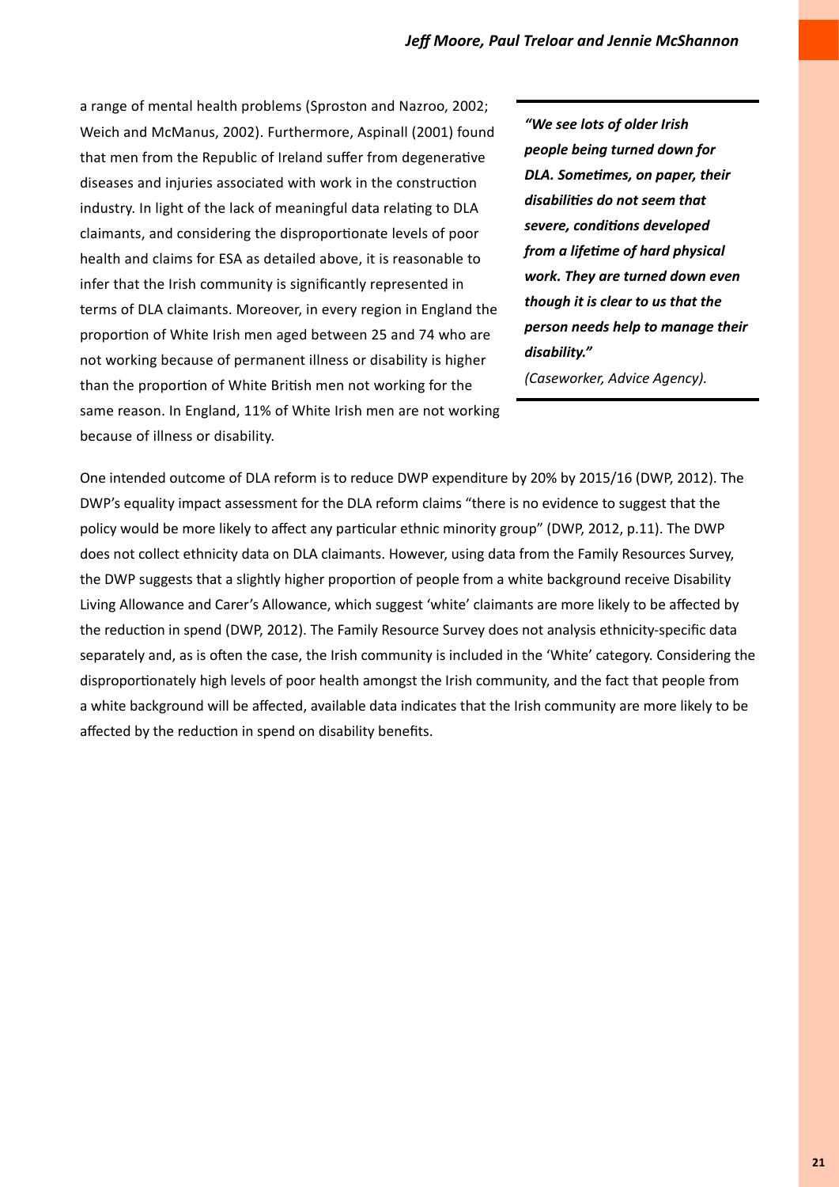a range of mental health problems (Sproston and Nazroo, 2002; Weich and McManus, 2002). Furthermore, Aspinall (2001) found that men from the Republic of Ireland suffer from degenerative diseases and injuries associated with work in the construction industry. In light of the lack of meaningful data relating to DLA claimants, and considering the disproportionate levels of poor health and claims for ESA as detailed above, it is reasonable to infer that the Irish community is significantly represented in terms of DLA claimants. Moreover, in every region in England the proportion of White Irish men aged between 25 and 74 who are not working because of permanent illness or disability is higher than the proportion of White British men not working for the same reason. In England, 11% of White Irish men are not working because of illness or disability.

> ***"We see lots of older Irish people being turned down for DLA. Sometimes, on paper, their disabilities do not seem that severe, conditions developed from a lifetime of hard physical work. They are turned down even though it is clear to us that the person needs help to manage their disability."***
>
> *(Caseworker, Advice Agency).*

One intended outcome of DLA reform is to reduce DWP expenditure by 20% by 2015/16 (DWP, 2012). The DWP's equality impact assessment for the DLA reform claims "there is no evidence to suggest that the policy would be more likely to affect any particular ethnic minority group" (DWP, 2012, p.11). The DWP does not collect ethnicity data on DLA claimants. However, using data from the Family Resources Survey, the DWP suggests that a slightly higher proportion of people from a white background receive Disability Living Allowance and Carer's Allowance, which suggest 'white' claimants are more likely to be affected by the reduction in spend (DWP, 2012). The Family Resource Survey does not analysis ethnicity-specific data separately and, as is often the case, the Irish community is included in the 'White' category. Considering the disproportionately high levels of poor health amongst the Irish community, and the fact that people from a white background will be affected, available data indicates that the Irish community are more likely to be affected by the reduction in spend on disability benefits.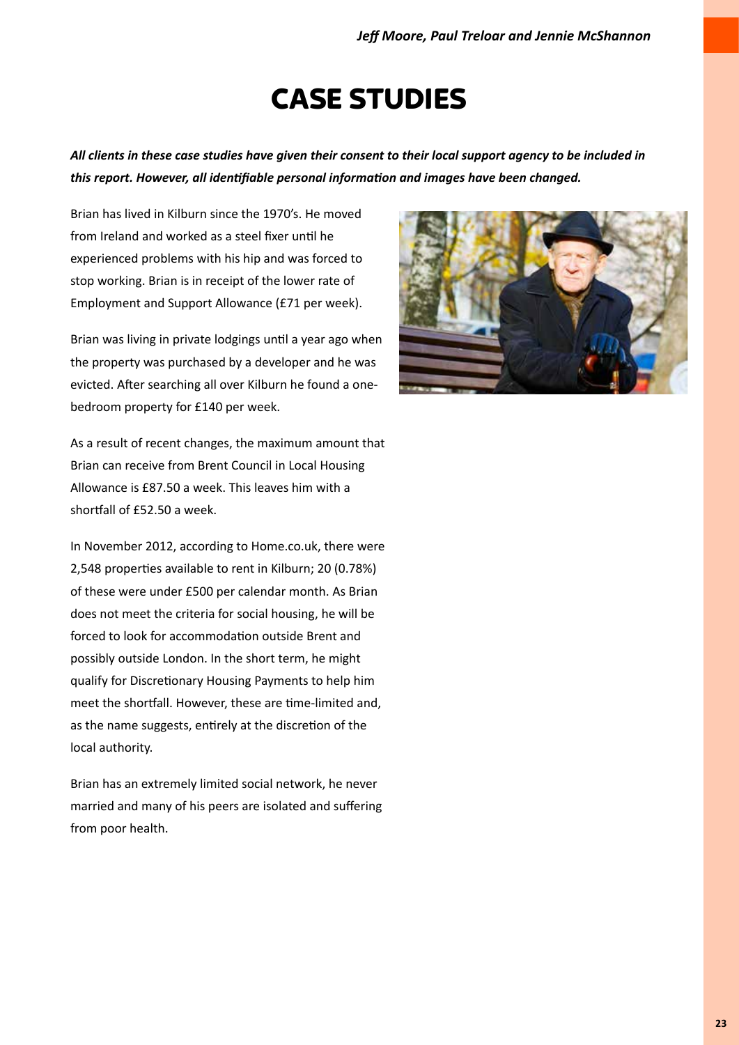# CASE STUDIES

***All clients in these case studies have given their consent to their local support agency to be included in this report. However, all identifiable personal information and images have been changed.***

Brian has lived in Kilburn since the 1970's. He moved from Ireland and worked as a steel fixer until he experienced problems with his hip and was forced to stop working. Brian is in receipt of the lower rate of Employment and Support Allowance (£71 per week).

Brian was living in private lodgings until a year ago when the property was purchased by a developer and he was evicted. After searching all over Kilburn he found a one-bedroom property for £140 per week.

As a result of recent changes, the maximum amount that Brian can receive from Brent Council in Local Housing Allowance is £87.50 a week. This leaves him with a shortfall of £52.50 a week.

In November 2012, according to Home.co.uk, there were 2,548 properties available to rent in Kilburn; 20 (0.78%) of these were under £500 per calendar month. As Brian does not meet the criteria for social housing, he will be forced to look for accommodation outside Brent and possibly outside London. In the short term, he might qualify for Discretionary Housing Payments to help him meet the shortfall. However, these are time-limited and, as the name suggests, entirely at the discretion of the local authority.

Brian has an extremely limited social network, he never married and many of his peers are isolated and suffering from poor health.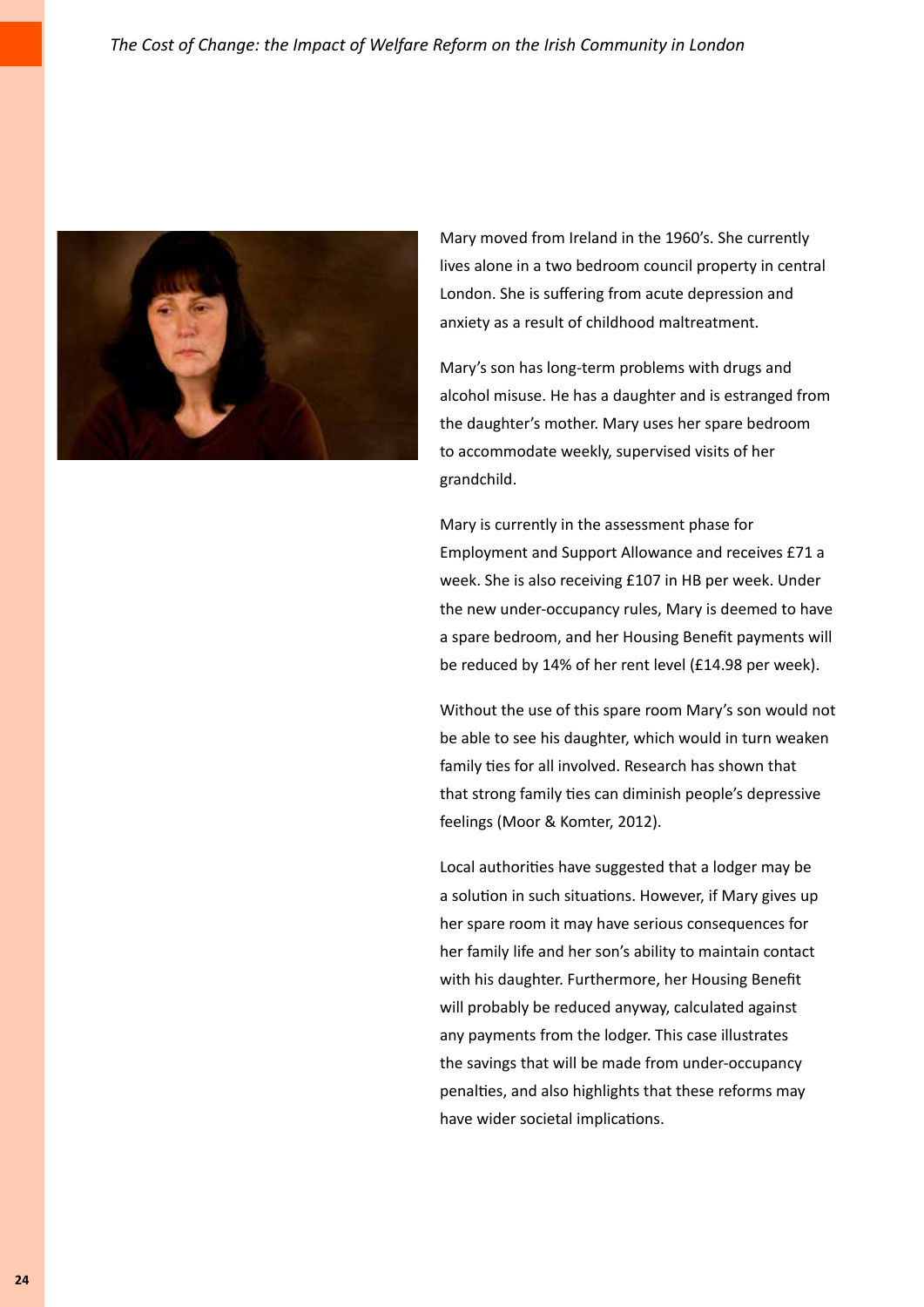Mary moved from Ireland in the 1960's. She currently lives alone in a two bedroom council property in central London. She is suffering from acute depression and anxiety as a result of childhood maltreatment.

Mary's son has long-term problems with drugs and alcohol misuse. He has a daughter and is estranged from the daughter's mother. Mary uses her spare bedroom to accommodate weekly, supervised visits of her grandchild.

Mary is currently in the assessment phase for Employment and Support Allowance and receives £71 a week. She is also receiving £107 in HB per week. Under the new under-occupancy rules, Mary is deemed to have a spare bedroom, and her Housing Benefit payments will be reduced by 14% of her rent level (£14.98 per week).

Without the use of this spare room Mary's son would not be able to see his daughter, which would in turn weaken family ties for all involved. Research has shown that that strong family ties can diminish people's depressive feelings (Moor & Komter, 2012).

Local authorities have suggested that a lodger may be a solution in such situations. However, if Mary gives up her spare room it may have serious consequences for her family life and her son's ability to maintain contact with his daughter. Furthermore, her Housing Benefit will probably be reduced anyway, calculated against any payments from the lodger. This case illustrates the savings that will be made from under-occupancy penalties, and also highlights that these reforms may have wider societal implications.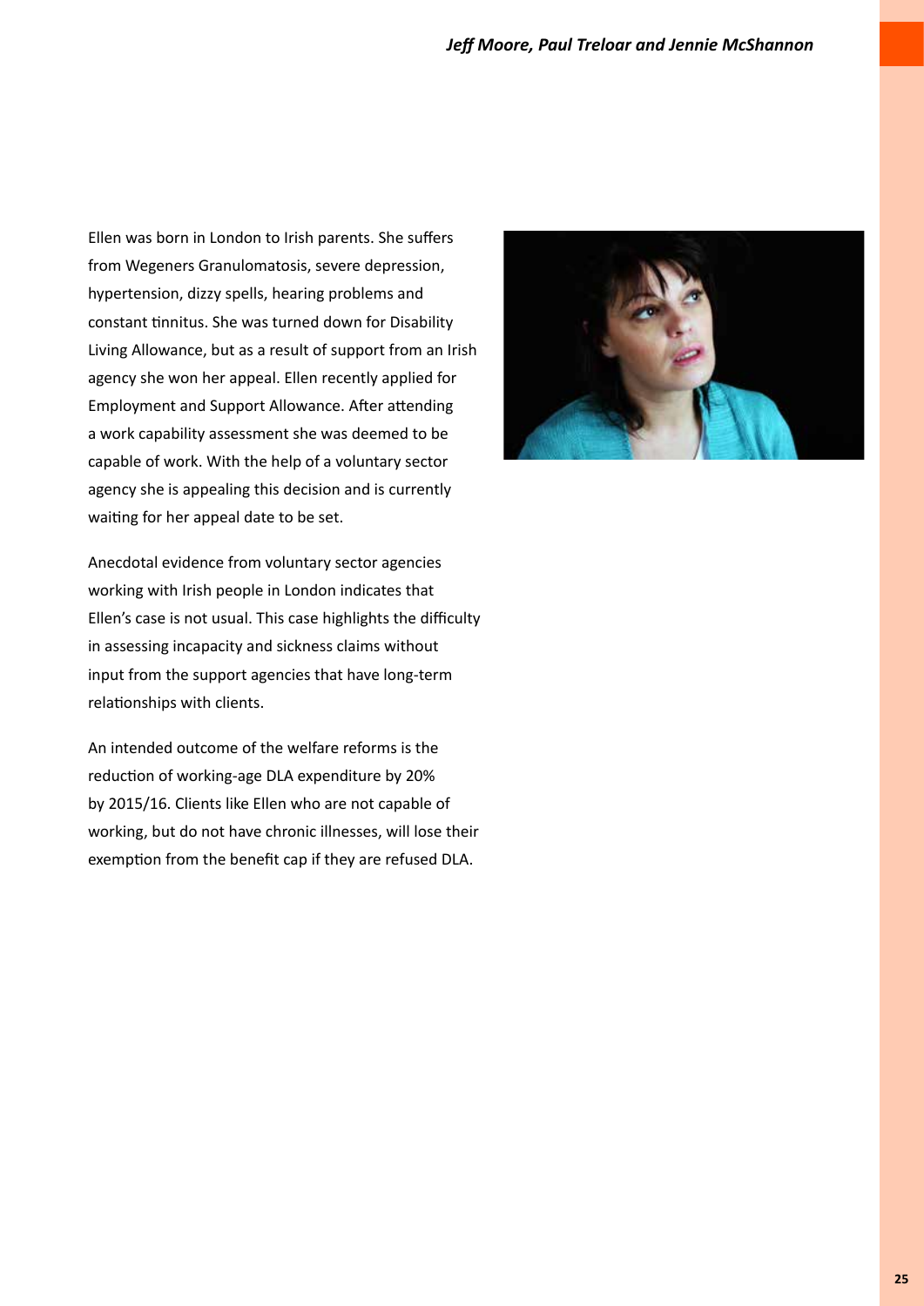Ellen was born in London to Irish parents. She suffers from Wegeners Granulomatosis, severe depression, hypertension, dizzy spells, hearing problems and constant tinnitus. She was turned down for Disability Living Allowance, but as a result of support from an Irish agency she won her appeal. Ellen recently applied for Employment and Support Allowance. After attending a work capability assessment she was deemed to be capable of work. With the help of a voluntary sector agency she is appealing this decision and is currently waiting for her appeal date to be set.

Anecdotal evidence from voluntary sector agencies working with Irish people in London indicates that Ellen's case is not usual. This case highlights the difficulty in assessing incapacity and sickness claims without input from the support agencies that have long-term relationships with clients.

An intended outcome of the welfare reforms is the reduction of working-age DLA expenditure by 20% by 2015/16. Clients like Ellen who are not capable of working, but do not have chronic illnesses, will lose their exemption from the benefit cap if they are refused DLA.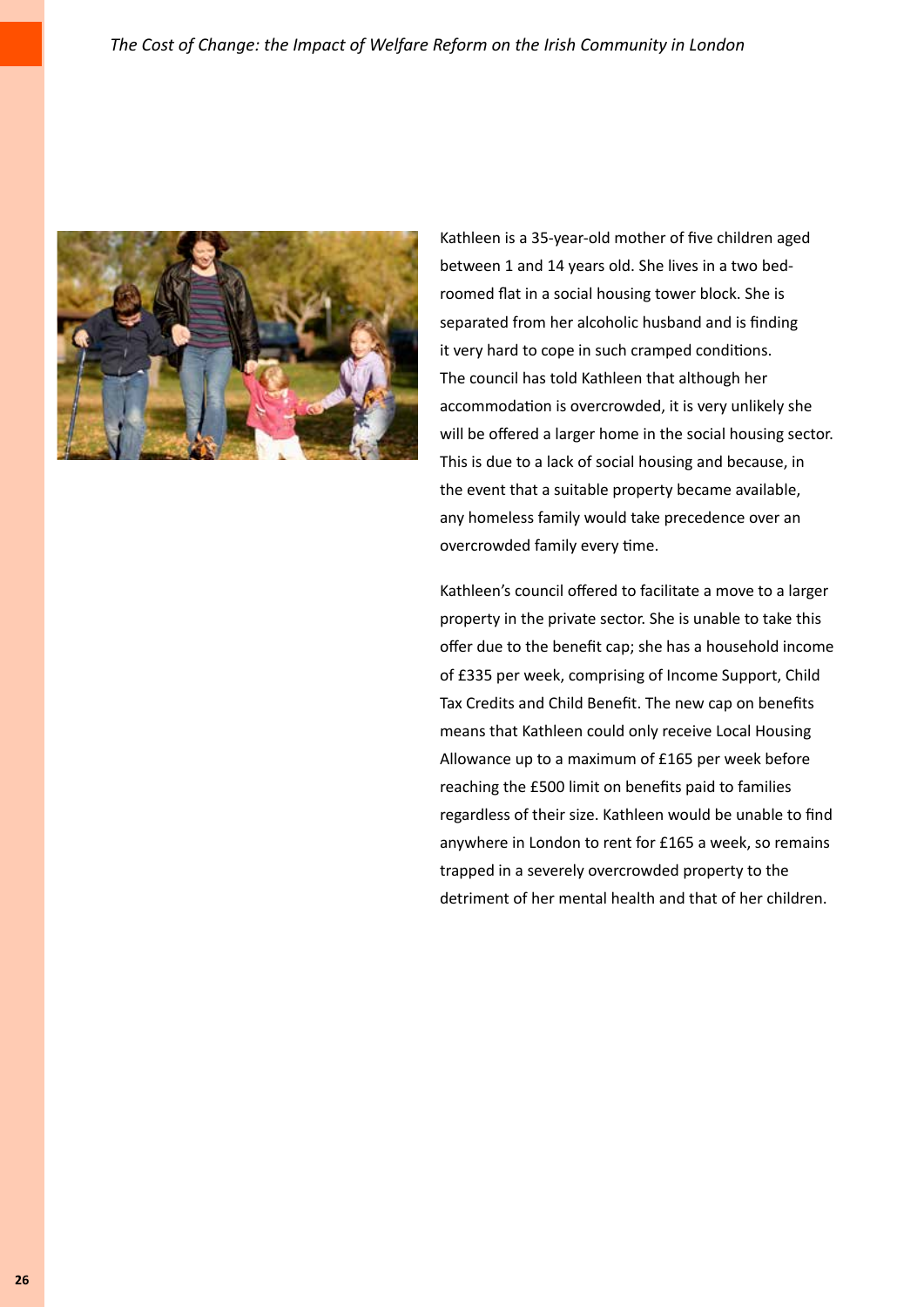Kathleen is a 35-year-old mother of five children aged between 1 and 14 years old. She lives in a two bed-roomed flat in a social housing tower block. She is separated from her alcoholic husband and is finding it very hard to cope in such cramped conditions. The council has told Kathleen that although her accommodation is overcrowded, it is very unlikely she will be offered a larger home in the social housing sector. This is due to a lack of social housing and because, in the event that a suitable property became available, any homeless family would take precedence over an overcrowded family every time.

Kathleen's council offered to facilitate a move to a larger property in the private sector. She is unable to take this offer due to the benefit cap; she has a household income of £335 per week, comprising of Income Support, Child Tax Credits and Child Benefit. The new cap on benefits means that Kathleen could only receive Local Housing Allowance up to a maximum of £165 per week before reaching the £500 limit on benefits paid to families regardless of their size. Kathleen would be unable to find anywhere in London to rent for £165 a week, so remains trapped in a severely overcrowded property to the detriment of her mental health and that of her children.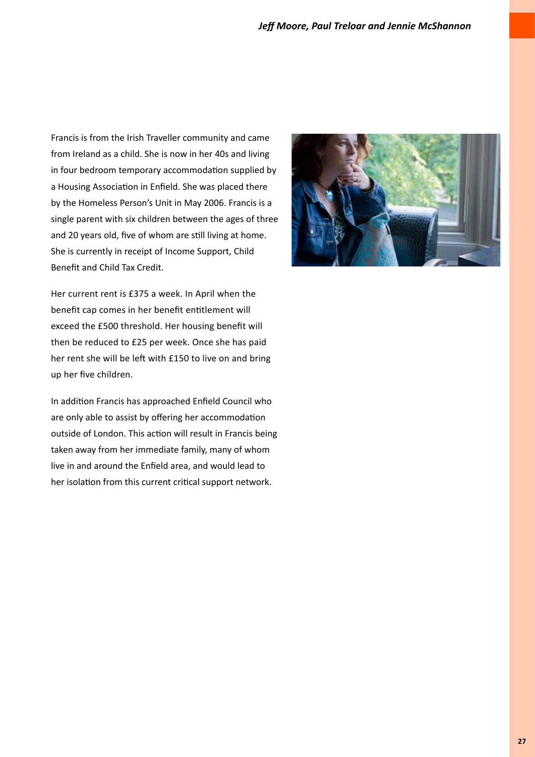Francis is from the Irish Traveller community and came from Ireland as a child. She is now in her 40s and living in four bedroom temporary accommodation supplied by a Housing Association in Enfield. She was placed there by the Homeless Person's Unit in May 2006. Francis is a single parent with six children between the ages of three and 20 years old, five of whom are still living at home. She is currently in receipt of Income Support, Child Benefit and Child Tax Credit.

Her current rent is £375 a week. In April when the benefit cap comes in her benefit entitlement will exceed the £500 threshold. Her housing benefit will then be reduced to £25 per week. Once she has paid her rent she will be left with £150 to live on and bring up her five children.

In addition Francis has approached Enfield Council who are only able to assist by offering her accommodation outside of London. This action will result in Francis being taken away from her immediate family, many of whom live in and around the Enfield area, and would lead to her isolation from this current critical support network.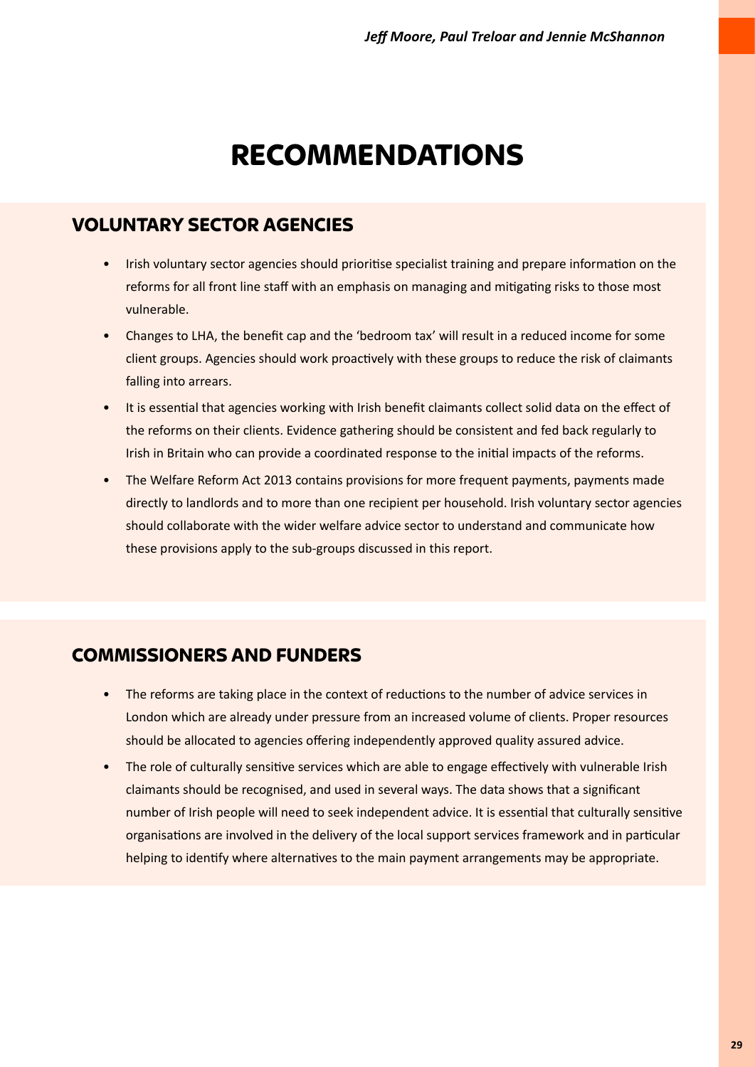# RECOMMENDATIONS

## VOLUNTARY SECTOR AGENCIES

- Irish voluntary sector agencies should prioritise specialist training and prepare information on the reforms for all front line staff with an emphasis on managing and mitigating risks to those most vulnerable.
- Changes to LHA, the benefit cap and the 'bedroom tax' will result in a reduced income for some client groups. Agencies should work proactively with these groups to reduce the risk of claimants falling into arrears.
- It is essential that agencies working with Irish benefit claimants collect solid data on the effect of the reforms on their clients. Evidence gathering should be consistent and fed back regularly to Irish in Britain who can provide a coordinated response to the initial impacts of the reforms.
- The Welfare Reform Act 2013 contains provisions for more frequent payments, payments made directly to landlords and to more than one recipient per household. Irish voluntary sector agencies should collaborate with the wider welfare advice sector to understand and communicate how these provisions apply to the sub-groups discussed in this report.

## COMMISSIONERS AND FUNDERS

- The reforms are taking place in the context of reductions to the number of advice services in London which are already under pressure from an increased volume of clients. Proper resources should be allocated to agencies offering independently approved quality assured advice.
- The role of culturally sensitive services which are able to engage effectively with vulnerable Irish claimants should be recognised, and used in several ways. The data shows that a significant number of Irish people will need to seek independent advice. It is essential that culturally sensitive organisations are involved in the delivery of the local support services framework and in particular helping to identify where alternatives to the main payment arrangements may be appropriate.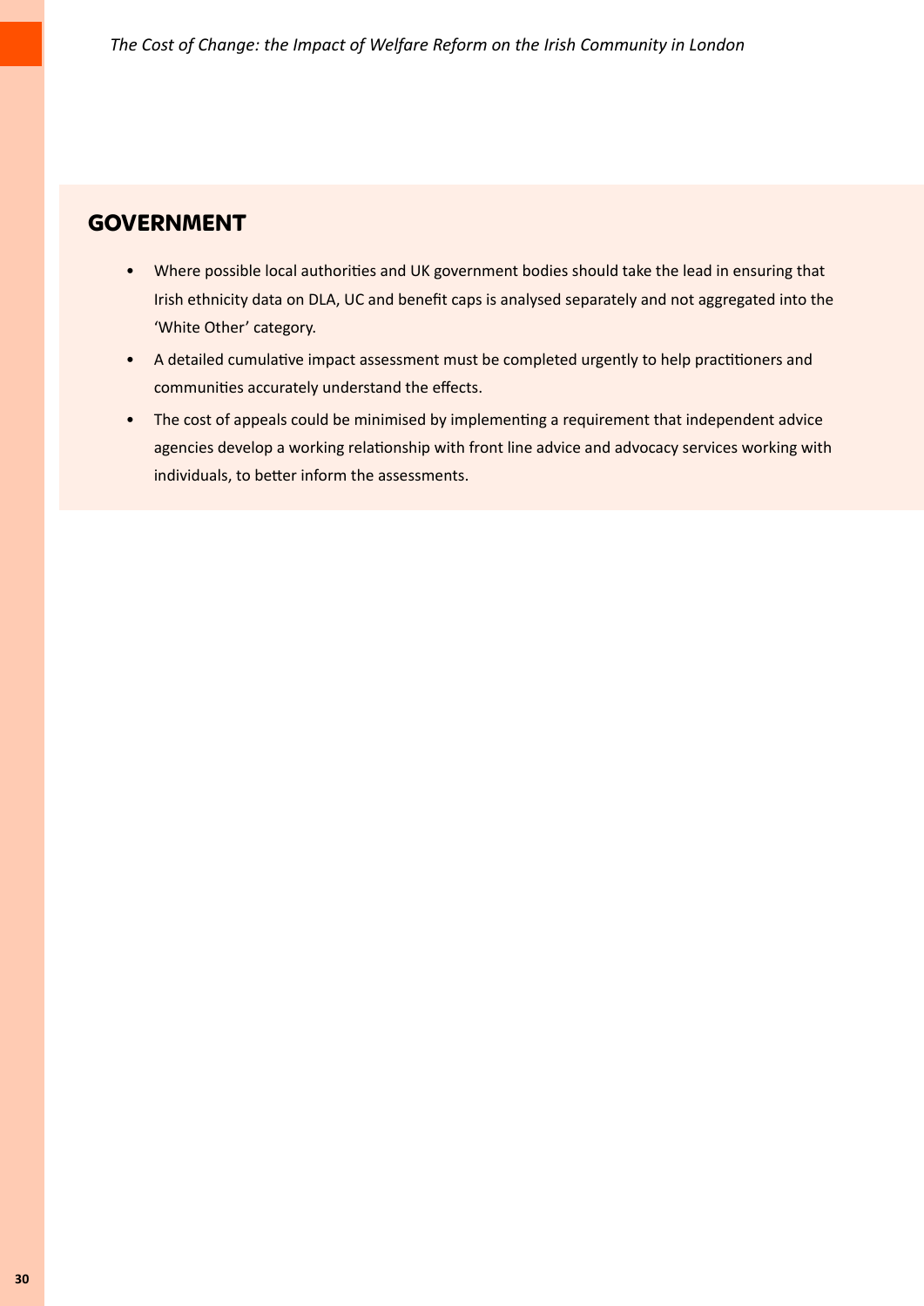## GOVERNMENT

- Where possible local authorities and UK government bodies should take the lead in ensuring that Irish ethnicity data on DLA, UC and benefit caps is analysed separately and not aggregated into the 'White Other' category.
- A detailed cumulative impact assessment must be completed urgently to help practitioners and communities accurately understand the effects.
- The cost of appeals could be minimised by implementing a requirement that independent advice agencies develop a working relationship with front line advice and advocacy services working with individuals, to better inform the assessments.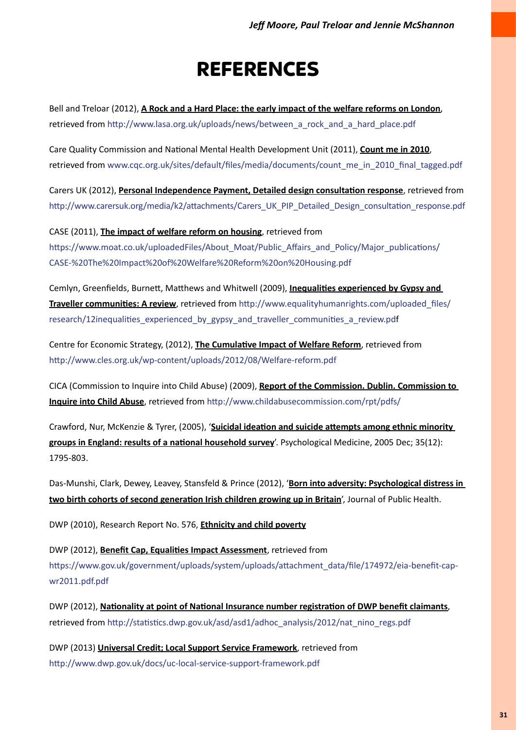# REFERENCES

Bell and Treloar (2012), **A Rock and a Hard Place: the early impact of the welfare reforms on London**, retrieved from http://www.lasa.org.uk/uploads/news/between_a_rock_and_a_hard_place.pdf

Care Quality Commission and National Mental Health Development Unit (2011), **Count me in 2010**, retrieved from www.cqc.org.uk/sites/default/files/media/documents/count_me_in_2010_final_tagged.pdf

Carers UK (2012), **Personal Independence Payment, Detailed design consultation response**, retrieved from http://www.carersuk.org/media/k2/attachments/Carers_UK_PIP_Detailed_Design_consultation_response.pdf

CASE (2011), **The impact of welfare reform on housing**, retrieved from https://www.moat.co.uk/uploadedFiles/About_Moat/Public_Affairs_and_Policy/Major_publications/CASE-%20The%20Impact%20of%20Welfare%20Reform%20on%20Housing.pdf

Cemlyn, Greenfields, Burnett, Matthews and Whitwell (2009), **Inequalities experienced by Gypsy and Traveller communities: A review**, retrieved from http://www.equalityhumanrights.com/uploaded_files/research/12inequalities_experienced_by_gypsy_and_traveller_communities_a_review.pdf

Centre for Economic Strategy, (2012), **The Cumulative Impact of Welfare Reform**, retrieved from http://www.cles.org.uk/wp-content/uploads/2012/08/Welfare-reform.pdf

CICA (Commission to Inquire into Child Abuse) (2009), **Report of the Commission. Dublin. Commission to Inquire into Child Abuse**, retrieved from http://www.childabusecommission.com/rpt/pdfs/

Crawford, Nur, McKenzie & Tyrer, (2005), '**Suicidal ideation and suicide attempts among ethnic minority groups in England: results of a national household survey**'. Psychological Medicine, 2005 Dec; 35(12): 1795-803.

Das-Munshi, Clark, Dewey, Leavey, Stansfeld & Prince (2012), '**Born into adversity: Psychological distress in two birth cohorts of second generation Irish children growing up in Britain**', Journal of Public Health.

DWP (2010), Research Report No. 576, **Ethnicity and child poverty**

DWP (2012), **Benefit Cap, Equalities Impact Assessment**, retrieved from https://www.gov.uk/government/uploads/system/uploads/attachment_data/file/174972/eia-benefit-cap-wr2011.pdf.pdf

DWP (2012), **Nationality at point of National Insurance number registration of DWP benefit claimants**, retrieved from http://statistics.dwp.gov.uk/asd/asd1/adhoc_analysis/2012/nat_nino_regs.pdf

DWP (2013) **Universal Credit; Local Support Service Framework**, retrieved from http://www.dwp.gov.uk/docs/uc-local-service-support-framework.pdf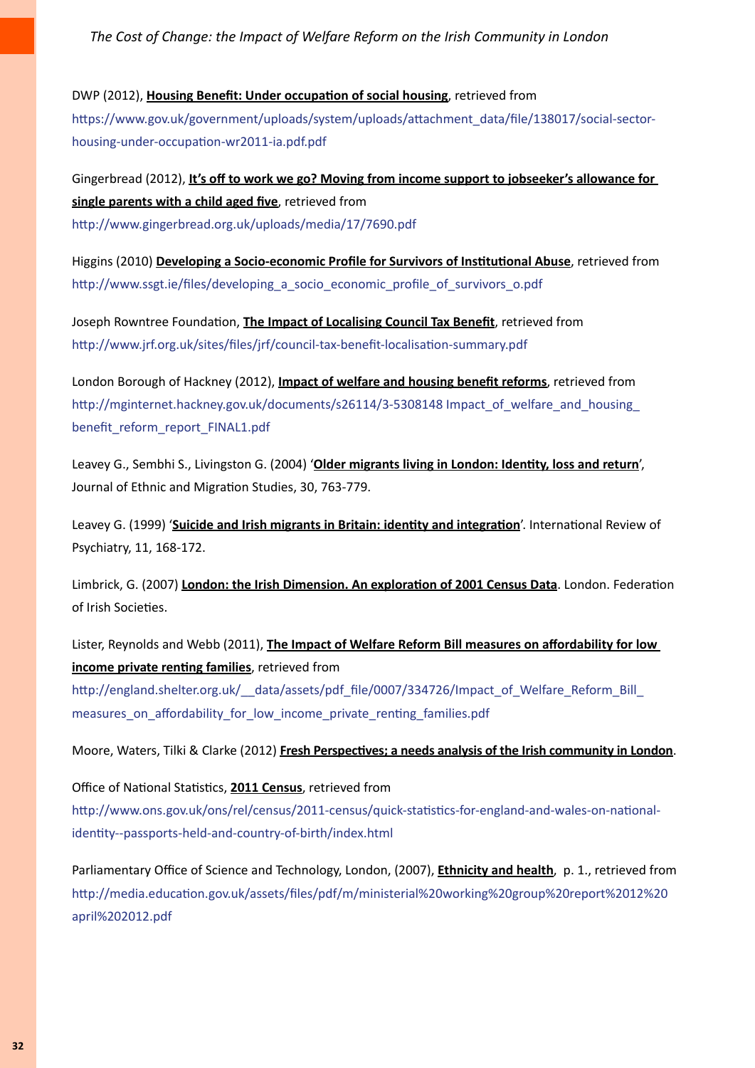DWP (2012), **Housing Benefit: Under occupation of social housing**, retrieved from https://www.gov.uk/government/uploads/system/uploads/attachment_data/file/138017/social-sector-housing-under-occupation-wr2011-ia.pdf.pdf

Gingerbread (2012), **It's off to work we go? Moving from income support to jobseeker's allowance for single parents with a child aged five**, retrieved from http://www.gingerbread.org.uk/uploads/media/17/7690.pdf

Higgins (2010) **Developing a Socio-economic Profile for Survivors of Institutional Abuse**, retrieved from http://www.ssgt.ie/files/developing_a_socio_economic_profile_of_survivors_o.pdf

Joseph Rowntree Foundation, **The Impact of Localising Council Tax Benefit**, retrieved from http://www.jrf.org.uk/sites/files/jrf/council-tax-benefit-localisation-summary.pdf

London Borough of Hackney (2012), **Impact of welfare and housing benefit reforms**, retrieved from http://mginternet.hackney.gov.uk/documents/s26114/3-5308148 Impact_of_welfare_and_housing_benefit_reform_report_FINAL1.pdf

Leavey G., Sembhi S., Livingston G. (2004) '**Older migrants living in London: Identity, loss and return**', Journal of Ethnic and Migration Studies, 30, 763-779.

Leavey G. (1999) '**Suicide and Irish migrants in Britain: identity and integration**'. International Review of Psychiatry, 11, 168-172.

Limbrick, G. (2007) **London: the Irish Dimension. An exploration of 2001 Census Data**. London. Federation of Irish Societies.

Lister, Reynolds and Webb (2011), **The Impact of Welfare Reform Bill measures on affordability for low income private renting families**, retrieved from http://england.shelter.org.uk/__data/assets/pdf_file/0007/334726/Impact_of_Welfare_Reform_Bill_measures_on_affordability_for_low_income_private_renting_families.pdf

Moore, Waters, Tilki & Clarke (2012) **Fresh Perspectives; a needs analysis of the Irish community in London**.

Office of National Statistics, **2011 Census**, retrieved from http://www.ons.gov.uk/ons/rel/census/2011-census/quick-statistics-for-england-and-wales-on-national-identity--passports-held-and-country-of-birth/index.html

Parliamentary Office of Science and Technology, London, (2007), **Ethnicity and health**, p. 1., retrieved from http://media.education.gov.uk/assets/files/pdf/m/ministerial%20working%20group%20report%2012%20april%202012.pdf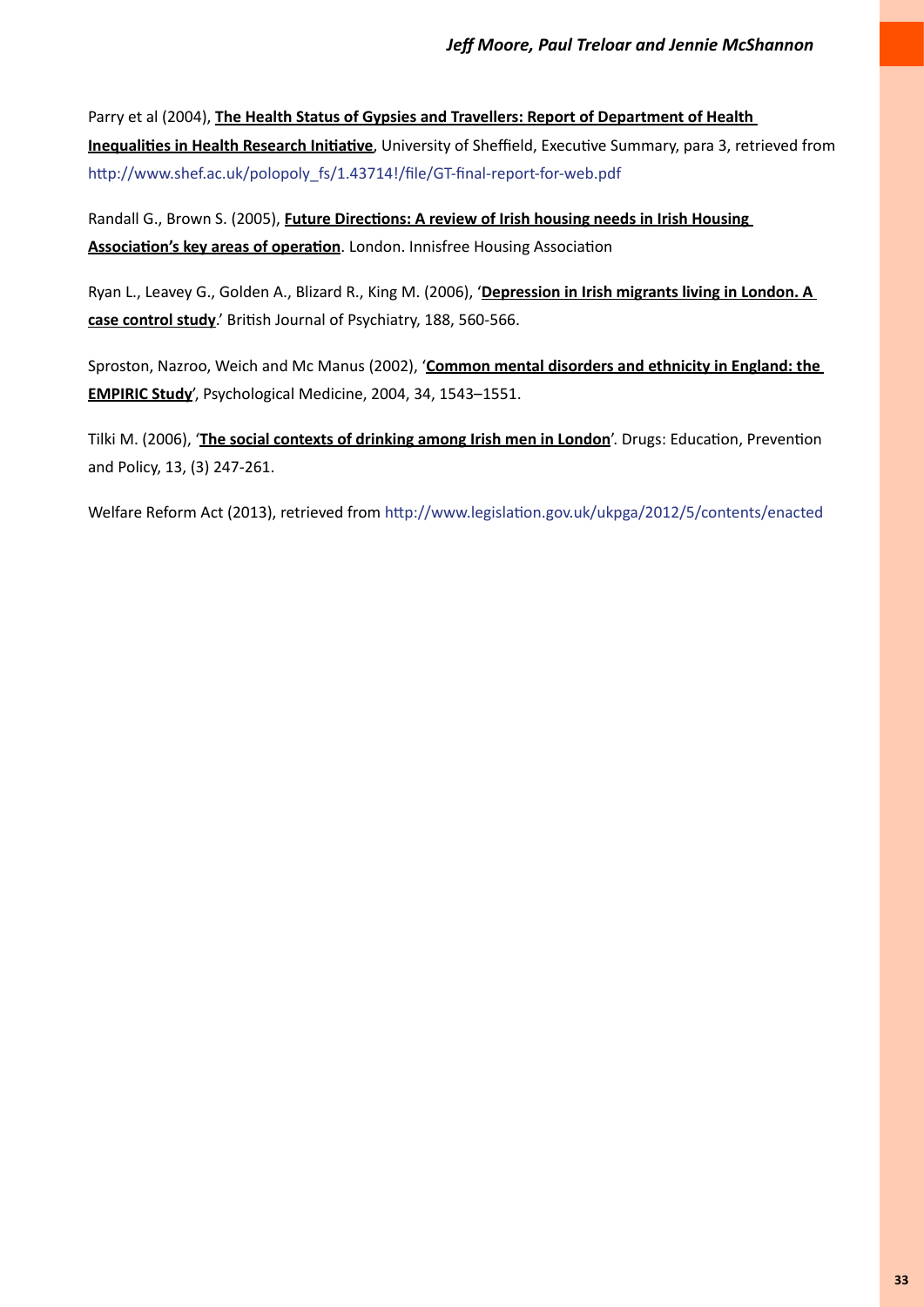Parry et al (2004), **The Health Status of Gypsies and Travellers: Report of Department of Health Inequalities in Health Research Initiative**, University of Sheffield, Executive Summary, para 3, retrieved from http://www.shef.ac.uk/polopoly_fs/1.43714!/file/GT-final-report-for-web.pdf

Randall G., Brown S. (2005), **Future Directions: A review of Irish housing needs in Irish Housing Association's key areas of operation**. London. Innisfree Housing Association

Ryan L., Leavey G., Golden A., Blizard R., King M. (2006), '**Depression in Irish migrants living in London. A case control study**.' British Journal of Psychiatry, 188, 560-566.

Sproston, Nazroo, Weich and Mc Manus (2002), '**Common mental disorders and ethnicity in England: the EMPIRIC Study**', Psychological Medicine, 2004, 34, 1543–1551.

Tilki M. (2006), '**The social contexts of drinking among Irish men in London**'. Drugs: Education, Prevention and Policy, 13, (3) 247-261.

Welfare Reform Act (2013), retrieved from http://www.legislation.gov.uk/ukpga/2012/5/contents/enacted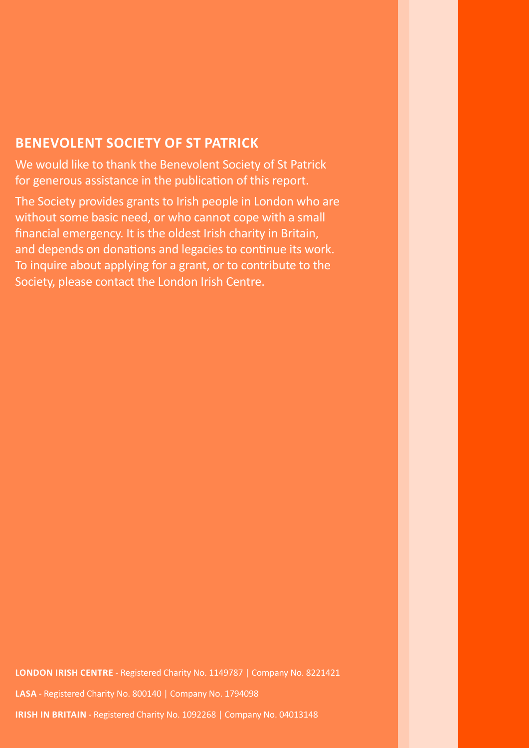## BENEVOLENT SOCIETY OF ST PATRICK

We would like to thank the Benevolent Society of St Patrick for generous assistance in the publication of this report.

The Society provides grants to Irish people in London who are without some basic need, or who cannot cope with a small financial emergency. It is the oldest Irish charity in Britain, and depends on donations and legacies to continue its work. To inquire about applying for a grant, or to contribute to the Society, please contact the London Irish Centre.

**LONDON IRISH CENTRE** - Registered Charity No. 1149787 | Company No. 8221421

**LASA** - Registered Charity No. 800140 | Company No. 1794098

**IRISH IN BRITAIN** - Registered Charity No. 1092268 | Company No. 04013148